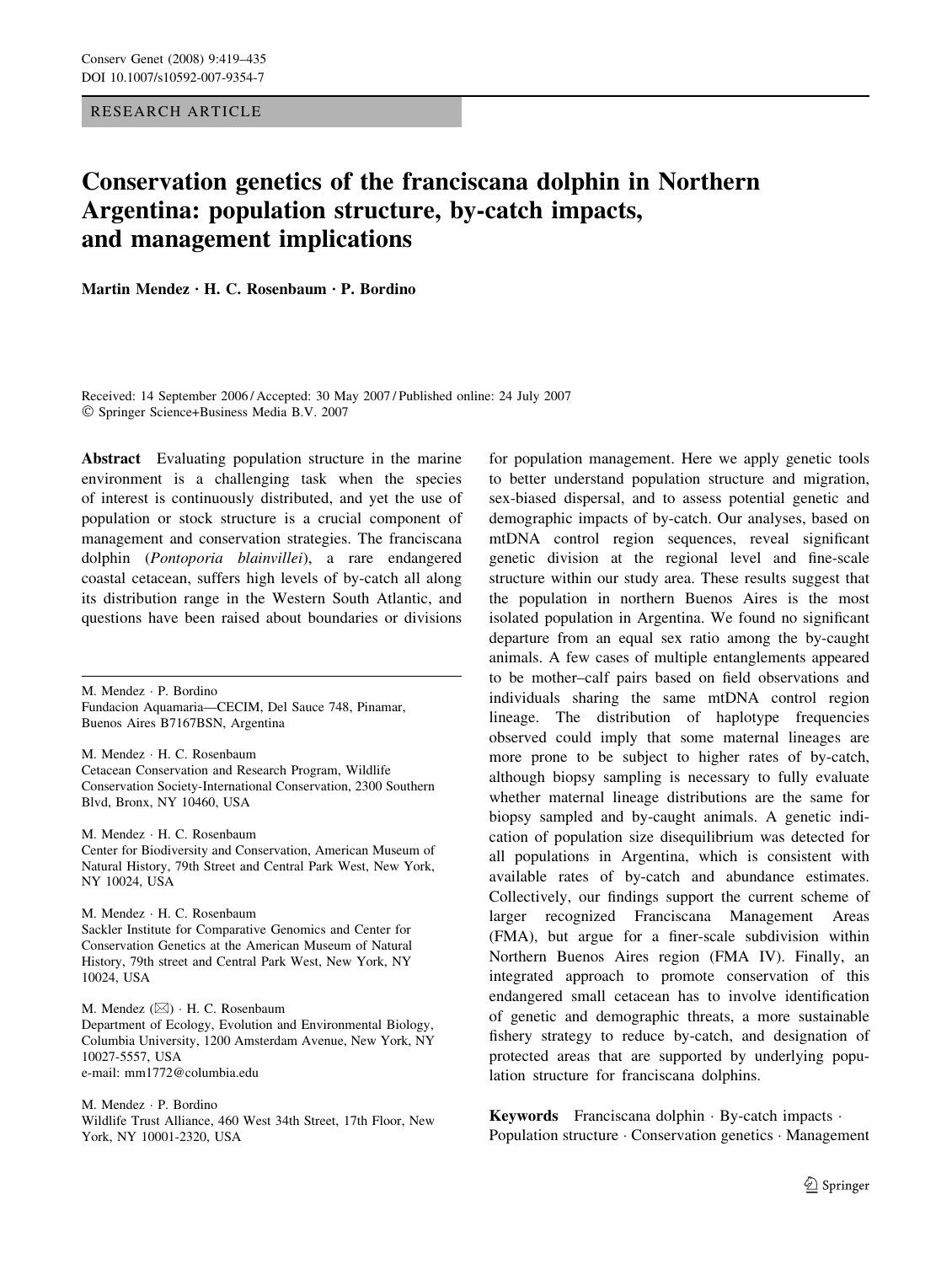RESEARCH ARTICLE

# Conservation genetics of the franciscana dolphin in Northern Argentina: population structure, by-catch impacts, and management implications

**Martin Mendez · H. C. Rosenbaum · P. Bordino**

Received: 14 September 2006 / Accepted: 30 May 2007 / Published online: 24 July 2007
© Springer Science+Business Media B.V. 2007

**Abstract** Evaluating population structure in the marine environment is a challenging task when the species of interest is continuously distributed, and yet the use of population or stock structure is a crucial component of management and conservation strategies. The franciscana dolphin (*Pontoporia blainvillei*), a rare endangered coastal cetacean, suffers high levels of by-catch all along its distribution range in the Western South Atlantic, and questions have been raised about boundaries or divisions for population management. Here we apply genetic tools to better understand population structure and migration, sex-biased dispersal, and to assess potential genetic and demographic impacts of by-catch. Our analyses, based on mtDNA control region sequences, reveal significant genetic division at the regional level and fine-scale structure within our study area. These results suggest that the population in northern Buenos Aires is the most isolated population in Argentina. We found no significant departure from an equal sex ratio among the by-caught animals. A few cases of multiple entanglements appeared to be mother–calf pairs based on field observations and individuals sharing the same mtDNA control region lineage. The distribution of haplotype frequencies observed could imply that some maternal lineages are more prone to be subject to higher rates of by-catch, although biopsy sampling is necessary to fully evaluate whether maternal lineage distributions are the same for biopsy sampled and by-caught animals. A genetic indication of population size disequilibrium was detected for all populations in Argentina, which is consistent with available rates of by-catch and abundance estimates. Collectively, our findings support the current scheme of larger recognized Franciscana Management Areas (FMA), but argue for a finer-scale subdivision within Northern Buenos Aires region (FMA IV). Finally, an integrated approach to promote conservation of this endangered small cetacean has to involve identification of genetic and demographic threats, a more sustainable fishery strategy to reduce by-catch, and designation of protected areas that are supported by underlying population structure for franciscana dolphins.

**Keywords** Franciscana dolphin · By-catch impacts · Population structure · Conservation genetics · Management

---

M. Mendez · P. Bordino
Fundacion Aquamaria—CECIM, Del Sauce 748, Pinamar, Buenos Aires B7167BSN, Argentina

M. Mendez · H. C. Rosenbaum
Cetacean Conservation and Research Program, Wildlife Conservation Society-International Conservation, 2300 Southern Blvd, Bronx, NY 10460, USA

M. Mendez · H. C. Rosenbaum
Center for Biodiversity and Conservation, American Museum of Natural History, 79th Street and Central Park West, New York, NY 10024, USA

M. Mendez · H. C. Rosenbaum
Sackler Institute for Comparative Genomics and Center for Conservation Genetics at the American Museum of Natural History, 79th street and Central Park West, New York, NY 10024, USA

M. Mendez (✉) · H. C. Rosenbaum
Department of Ecology, Evolution and Environmental Biology, Columbia University, 1200 Amsterdam Avenue, New York, NY 10027-5557, USA
e-mail: mm1772@columbia.edu

M. Mendez · P. Bordino
Wildlife Trust Alliance, 460 West 34th Street, 17th Floor, New York, NY 10001-2320, USA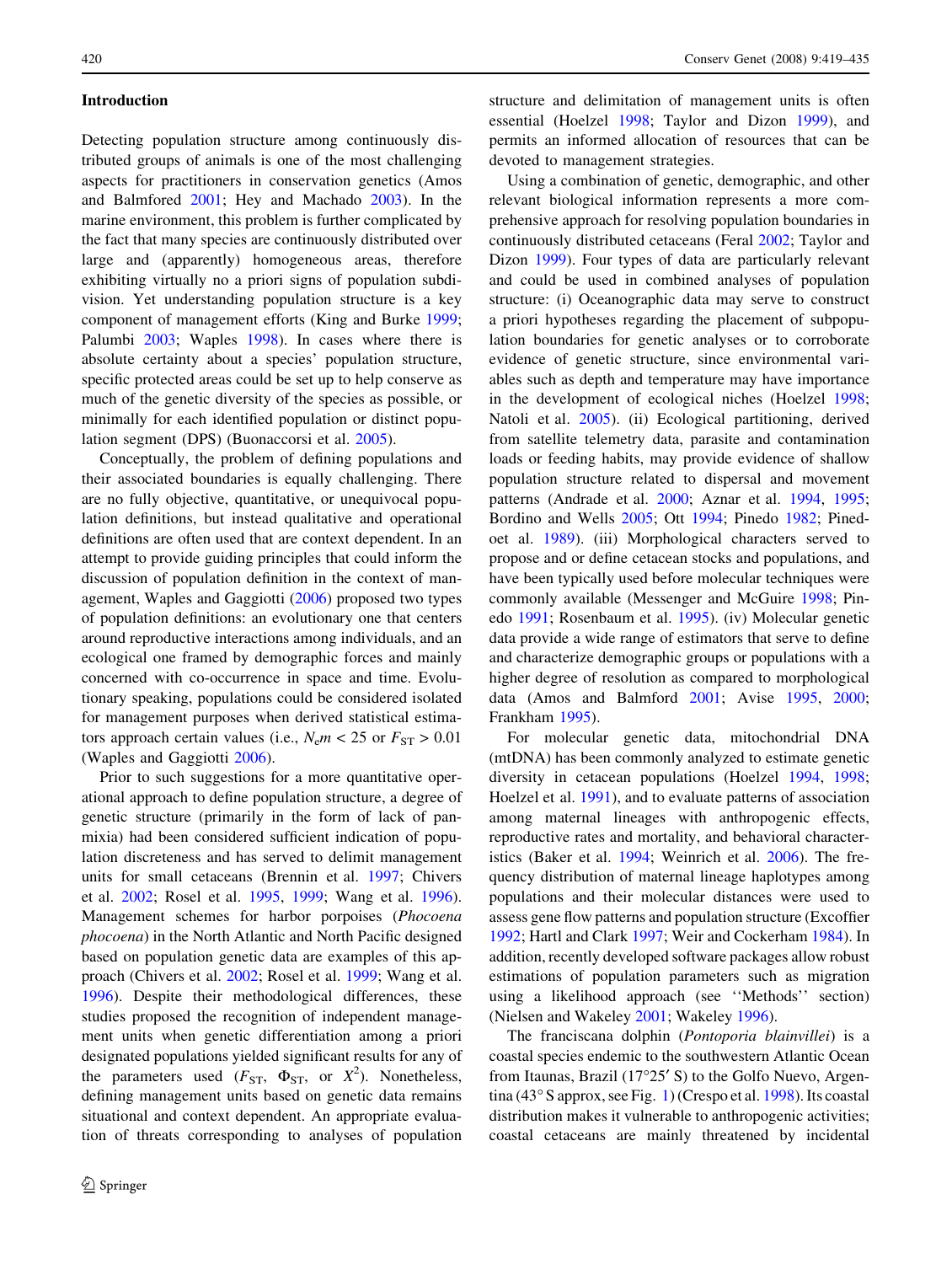## Introduction

Detecting population structure among continuously distributed groups of animals is one of the most challenging aspects for practitioners in conservation genetics (Amos and Balmford 2001; Hey and Machado 2003). In the marine environment, this problem is further complicated by the fact that many species are continuously distributed over large and (apparently) homogeneous areas, therefore exhibiting virtually no a priori signs of population subdivision. Yet understanding population structure is a key component of management efforts (King and Burke 1999; Palumbi 2003; Waples 1998). In cases where there is absolute certainty about a species' population structure, specific protected areas could be set up to help conserve as much of the genetic diversity of the species as possible, or minimally for each identified population or distinct population segment (DPS) (Buonaccorsi et al. 2005).

Conceptually, the problem of defining populations and their associated boundaries is equally challenging. There are no fully objective, quantitative, or unequivocal population definitions, but instead qualitative and operational definitions are often used that are context dependent. In an attempt to provide guiding principles that could inform the discussion of population definition in the context of management, Waples and Gaggiotti (2006) proposed two types of population definitions: an evolutionary one that centers around reproductive interactions among individuals, and an ecological one framed by demographic forces and mainly concerned with co-occurrence in space and time. Evolutionary speaking, populations could be considered isolated for management purposes when derived statistical estimators approach certain values (i.e., $N_em < 25$ or $F_{ST} > 0.01$ (Waples and Gaggiotti 2006).

Prior to such suggestions for a more quantitative operational approach to define population structure, a degree of genetic structure (primarily in the form of lack of panmixia) had been considered sufficient indication of population discreteness and has served to delimit management units for small cetaceans (Brennin et al. 1997; Chivers et al. 2002; Rosel et al. 1995, 1999; Wang et al. 1996). Management schemes for harbor porpoises (*Phocoena phocoena*) in the North Atlantic and North Pacific designed based on population genetic data are examples of this approach (Chivers et al. 2002; Rosel et al. 1999; Wang et al. 1996). Despite their methodological differences, these studies proposed the recognition of independent management units when genetic differentiation among a priori designated populations yielded significant results for any of the parameters used ($F_{ST}$, $\Phi_{ST}$, or $X^2$). Nonetheless, defining management units based on genetic data remains situational and context dependent. An appropriate evaluation of threats corresponding to analyses of population structure and delimitation of management units is often essential (Hoelzel 1998; Taylor and Dizon 1999), and permits an informed allocation of resources that can be devoted to management strategies.

Using a combination of genetic, demographic, and other relevant biological information represents a more comprehensive approach for resolving population boundaries in continuously distributed cetaceans (Feral 2002; Taylor and Dizon 1999). Four types of data are particularly relevant and could be used in combined analyses of population structure: (i) Oceanographic data may serve to construct a priori hypotheses regarding the placement of subpopulation boundaries for genetic analyses or to corroborate evidence of genetic structure, since environmental variables such as depth and temperature may have importance in the development of ecological niches (Hoelzel 1998; Natoli et al. 2005). (ii) Ecological partitioning, derived from satellite telemetry data, parasite and contamination loads or feeding habits, may provide evidence of shallow population structure related to dispersal and movement patterns (Andrade et al. 2000; Aznar et al. 1994, 1995; Bordino and Wells 2005; Ott 1994; Pinedo 1982; Pinedo et al. 1989). (iii) Morphological characters served to propose and or define cetacean stocks and populations, and have been typically used before molecular techniques were commonly available (Messenger and McGuire 1998; Pinedo 1991; Rosenbaum et al. 1995). (iv) Molecular genetic data provide a wide range of estimators that serve to define and characterize demographic groups or populations with a higher degree of resolution as compared to morphological data (Amos and Balmford 2001; Avise 1995, 2000; Frankham 1995).

For molecular genetic data, mitochondrial DNA (mtDNA) has been commonly analyzed to estimate genetic diversity in cetacean populations (Hoelzel 1994, 1998; Hoelzel et al. 1991), and to evaluate patterns of association among maternal lineages with anthropogenic effects, reproductive rates and mortality, and behavioral characteristics (Baker et al. 1994; Weinrich et al. 2006). The frequency distribution of maternal lineage haplotypes among populations and their molecular distances were used to assess gene flow patterns and population structure (Excoffier 1992; Hartl and Clark 1997; Weir and Cockerham 1984). In addition, recently developed software packages allow robust estimations of population parameters such as migration using a likelihood approach (see "Methods" section) (Nielsen and Wakeley 2001; Wakeley 1996).

The franciscana dolphin (*Pontoporia blainvillei*) is a coastal species endemic to the southwestern Atlantic Ocean from Itaunas, Brazil (17°25′ S) to the Golfo Nuevo, Argentina (43° S approx, see Fig. 1) (Crespo et al. 1998). Its coastal distribution makes it vulnerable to anthropogenic activities; coastal cetaceans are mainly threatened by incidental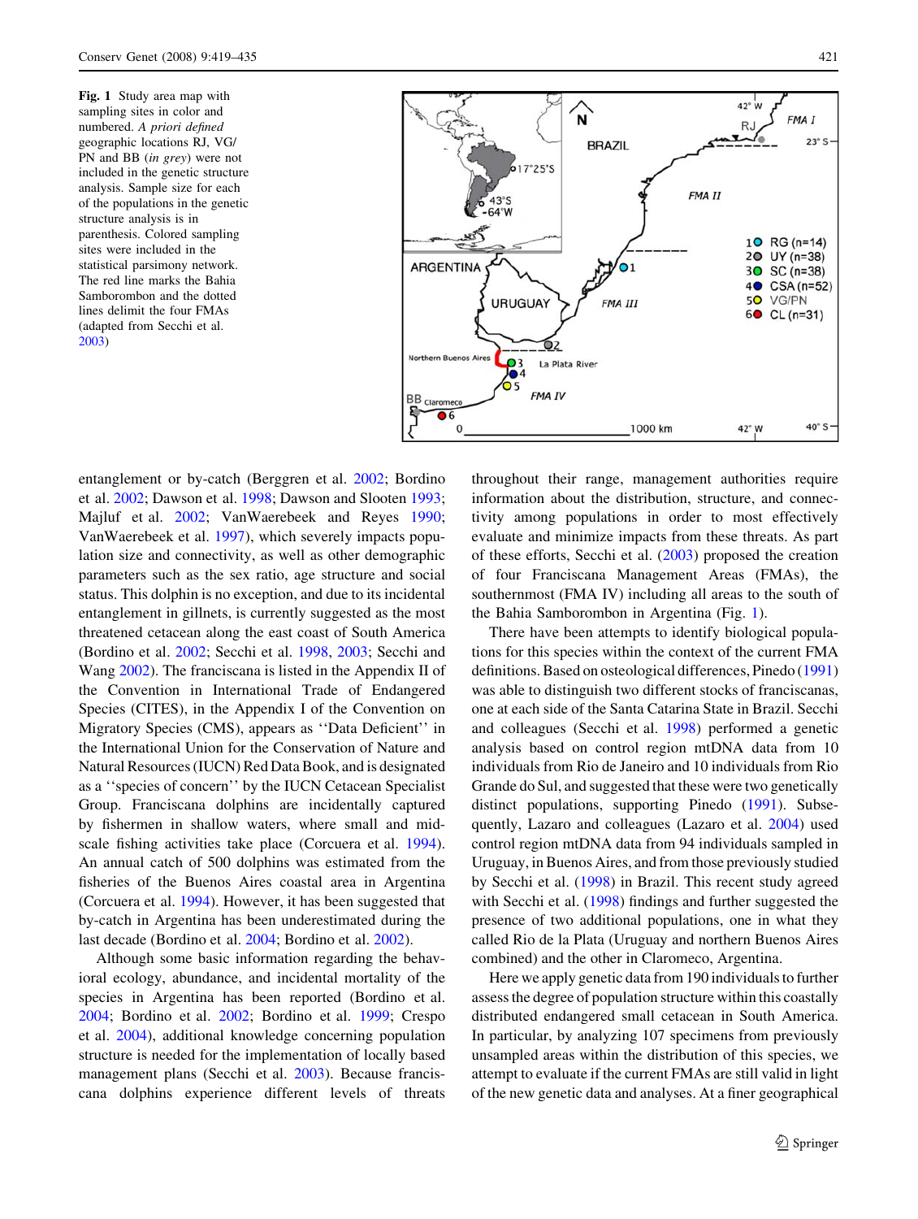**Fig. 1** Study area map with sampling sites in color and numbered. *A priori defined* geographic locations RJ, VG/PN and BB (*in grey*) were not included in the genetic structure analysis. Sample size for each of the populations in the genetic structure analysis is in parenthesis. Colored sampling sites were included in the statistical parsimony network. The red line marks the Bahia Samborombon and the dotted lines delimit the four FMAs (adapted from Secchi et al. 2003)

entanglement or by-catch (Berggren et al. 2002; Bordino et al. 2002; Dawson et al. 1998; Dawson and Slooten 1993; Majluf et al. 2002; VanWaerebeek and Reyes 1990; VanWaerebeek et al. 1997), which severely impacts population size and connectivity, as well as other demographic parameters such as the sex ratio, age structure and social status. This dolphin is no exception, and due to its incidental entanglement in gillnets, is currently suggested as the most threatened cetacean along the east coast of South America (Bordino et al. 2002; Secchi et al. 1998, 2003; Secchi and Wang 2002). The franciscana is listed in the Appendix II of the Convention in International Trade of Endangered Species (CITES), in the Appendix I of the Convention on Migratory Species (CMS), appears as ''Data Deficient'' in the International Union for the Conservation of Nature and Natural Resources (IUCN) Red Data Book, and is designated as a ''species of concern'' by the IUCN Cetacean Specialist Group. Franciscana dolphins are incidentally captured by fishermen in shallow waters, where small and mid-scale fishing activities take place (Corcuera et al. 1994). An annual catch of 500 dolphins was estimated from the fisheries of the Buenos Aires coastal area in Argentina (Corcuera et al. 1994). However, it has been suggested that by-catch in Argentina has been underestimated during the last decade (Bordino et al. 2004; Bordino et al. 2002).

Although some basic information regarding the behavioral ecology, abundance, and incidental mortality of the species in Argentina has been reported (Bordino et al. 2004; Bordino et al. 2002; Bordino et al. 1999; Crespo et al. 2004), additional knowledge concerning population structure is needed for the implementation of locally based management plans (Secchi et al. 2003). Because franciscana dolphins experience different levels of threats throughout their range, management authorities require information about the distribution, structure, and connectivity among populations in order to most effectively evaluate and minimize impacts from these threats. As part of these efforts, Secchi et al. (2003) proposed the creation of four Franciscana Management Areas (FMAs), the southernmost (FMA IV) including all areas to the south of the Bahia Samborombon in Argentina (Fig. 1).

There have been attempts to identify biological populations for this species within the context of the current FMA definitions. Based on osteological differences, Pinedo (1991) was able to distinguish two different stocks of franciscanas, one at each side of the Santa Catarina State in Brazil. Secchi and colleagues (Secchi et al. 1998) performed a genetic analysis based on control region mtDNA data from 10 individuals from Rio de Janeiro and 10 individuals from Rio Grande do Sul, and suggested that these were two genetically distinct populations, supporting Pinedo (1991). Subsequently, Lazaro and colleagues (Lazaro et al. 2004) used control region mtDNA data from 94 individuals sampled in Uruguay, in Buenos Aires, and from those previously studied by Secchi et al. (1998) in Brazil. This recent study agreed with Secchi et al. (1998) findings and further suggested the presence of two additional populations, one in what they called Rio de la Plata (Uruguay and northern Buenos Aires combined) and the other in Claromeco, Argentina.

Here we apply genetic data from 190 individuals to further assess the degree of population structure within this coastally distributed endangered small cetacean in South America. In particular, by analyzing 107 specimens from previously unsampled areas within the distribution of this species, we attempt to evaluate if the current FMAs are still valid in light of the new genetic data and analyses. At a finer geographical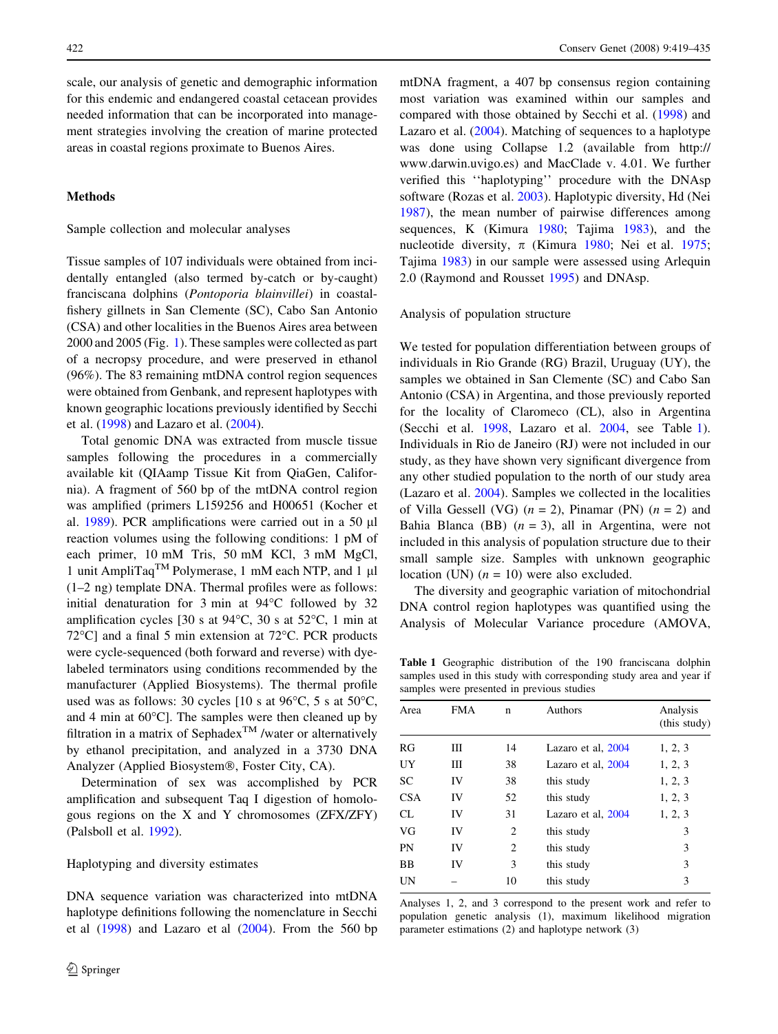scale, our analysis of genetic and demographic information for this endemic and endangered coastal cetacean provides needed information that can be incorporated into management strategies involving the creation of marine protected areas in coastal regions proximate to Buenos Aires.

## Methods

### Sample collection and molecular analyses

Tissue samples of 107 individuals were obtained from incidentally entangled (also termed by-catch or by-caught) franciscana dolphins (*Pontoporia blainvillei*) in coastal-fishery gillnets in San Clemente (SC), Cabo San Antonio (CSA) and other localities in the Buenos Aires area between 2000 and 2005 (Fig. 1). These samples were collected as part of a necropsy procedure, and were preserved in ethanol (96%). The 83 remaining mtDNA control region sequences were obtained from Genbank, and represent haplotypes with known geographic locations previously identified by Secchi et al. (1998) and Lazaro et al. (2004).

Total genomic DNA was extracted from muscle tissue samples following the procedures in a commercially available kit (QIAamp Tissue Kit from QiaGen, California). A fragment of 560 bp of the mtDNA control region was amplified (primers L159256 and H00651 (Kocher et al. 1989). PCR amplifications were carried out in a 50 μl reaction volumes using the following conditions: 1 pM of each primer, 10 mM Tris, 50 mM KCl, 3 mM MgCl, 1 unit AmpliTaq™ Polymerase, 1 mM each NTP, and 1 μl (1–2 ng) template DNA. Thermal profiles were as follows: initial denaturation for 3 min at 94°C followed by 32 amplification cycles [30 s at 94°C, 30 s at 52°C, 1 min at 72°C] and a final 5 min extension at 72°C. PCR products were cycle-sequenced (both forward and reverse) with dye-labeled terminators using conditions recommended by the manufacturer (Applied Biosystems). The thermal profile used was as follows: 30 cycles [10 s at 96°C, 5 s at 50°C, and 4 min at 60°C]. The samples were then cleaned up by filtration in a matrix of Sephadex™ /water or alternatively by ethanol precipitation, and analyzed in a 3730 DNA Analyzer (Applied Biosystem®, Foster City, CA).

Determination of sex was accomplished by PCR amplification and subsequent Taq I digestion of homologous regions on the X and Y chromosomes (ZFX/ZFY) (Palsboll et al. 1992).

### Haplotyping and diversity estimates

DNA sequence variation was characterized into mtDNA haplotype definitions following the nomenclature in Secchi et al (1998) and Lazaro et al (2004). From the 560 bp mtDNA fragment, a 407 bp consensus region containing most variation was examined within our samples and compared with those obtained by Secchi et al. (1998) and Lazaro et al. (2004). Matching of sequences to a haplotype was done using Collapse 1.2 (available from http://www.darwin.uvigo.es) and MacClade v. 4.01. We further verified this ''haplotyping'' procedure with the DNAsp software (Rozas et al. 2003). Haplotypic diversity, Hd (Nei 1987), the mean number of pairwise differences among sequences, K (Kimura 1980; Tajima 1983), and the nucleotide diversity, $\pi$ (Kimura 1980; Nei et al. 1975; Tajima 1983) in our sample were assessed using Arlequin 2.0 (Raymond and Rousset 1995) and DNAsp.

### Analysis of population structure

We tested for population differentiation between groups of individuals in Rio Grande (RG) Brazil, Uruguay (UY), the samples we obtained in San Clemente (SC) and Cabo San Antonio (CSA) in Argentina, and those previously reported for the locality of Claromeco (CL), also in Argentina (Secchi et al. 1998, Lazaro et al. 2004, see Table 1). Individuals in Rio de Janeiro (RJ) were not included in our study, as they have shown very significant divergence from any other studied population to the north of our study area (Lazaro et al. 2004). Samples we collected in the localities of Villa Gessell (VG) ($n = 2$), Pinamar (PN) ($n = 2$) and Bahia Blanca (BB) ($n = 3$), all in Argentina, were not included in this analysis of population structure due to their small sample size. Samples with unknown geographic location (UN) ($n = 10$) were also excluded.

The diversity and geographic variation of mitochondrial DNA control region haplotypes was quantified using the Analysis of Molecular Variance procedure (AMOVA,

**Table 1** Geographic distribution of the 190 franciscana dolphin samples used in this study with corresponding study area and year if samples were presented in previous studies

| Area | FMA | n | Authors | Analysis (this study) |
|---|---|---|---|---|
| RG | III | 14 | Lazaro et al, 2004 | 1, 2, 3 |
| UY | III | 38 | Lazaro et al, 2004 | 1, 2, 3 |
| SC | IV | 38 | this study | 1, 2, 3 |
| CSA | IV | 52 | this study | 1, 2, 3 |
| CL | IV | 31 | Lazaro et al, 2004 | 1, 2, 3 |
| VG | IV | 2 | this study | 3 |
| PN | IV | 2 | this study | 3 |
| BB | IV | 3 | this study | 3 |
| UN | – | 10 | this study | 3 |

Analyses 1, 2, and 3 correspond to the present work and refer to population genetic analysis (1), maximum likelihood migration parameter estimations (2) and haplotype network (3)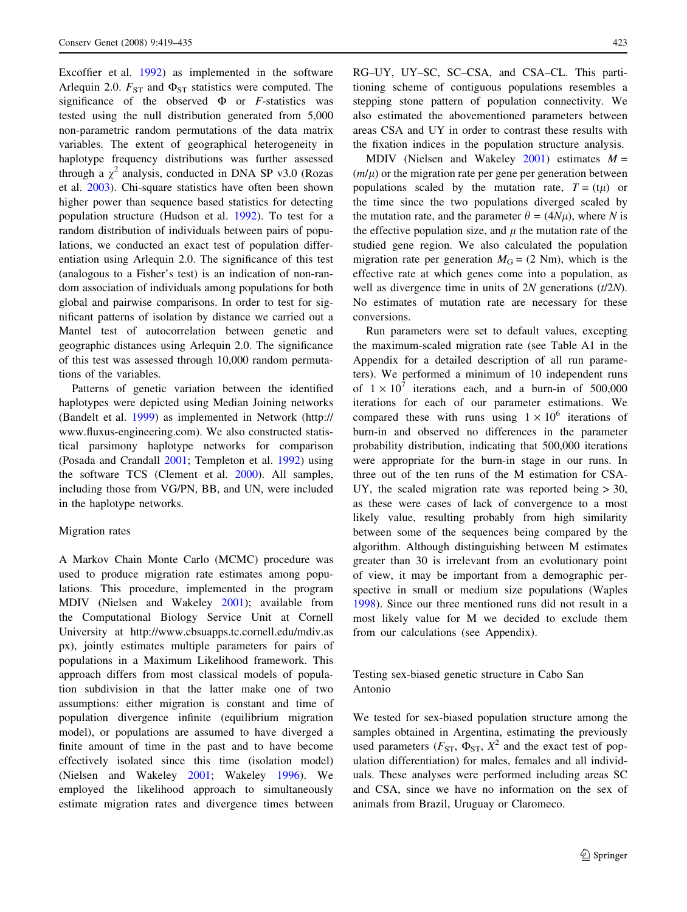Excoffier et al. 1992) as implemented in the software Arlequin 2.0. $F_{ST}$ and $\Phi_{ST}$ statistics were computed. The significance of the observed $\Phi$ or $F$-statistics was tested using the null distribution generated from 5,000 non-parametric random permutations of the data matrix variables. The extent of geographical heterogeneity in haplotype frequency distributions was further assessed through a $\chi^2$ analysis, conducted in DNA SP v3.0 (Rozas et al. 2003). Chi-square statistics have often been shown higher power than sequence based statistics for detecting population structure (Hudson et al. 1992). To test for a random distribution of individuals between pairs of populations, we conducted an exact test of population differentiation using Arlequin 2.0. The significance of this test (analogous to a Fisher's test) is an indication of non-random association of individuals among populations for both global and pairwise comparisons. In order to test for significant patterns of isolation by distance we carried out a Mantel test of autocorrelation between genetic and geographic distances using Arlequin 2.0. The significance of this test was assessed through 10,000 random permutations of the variables.

Patterns of genetic variation between the identified haplotypes were depicted using Median Joining networks (Bandelt et al. 1999) as implemented in Network (http://www.fluxus-engineering.com). We also constructed statistical parsimony haplotype networks for comparison (Posada and Crandall 2001; Templeton et al. 1992) using the software TCS (Clement et al. 2000). All samples, including those from VG/PN, BB, and UN, were included in the haplotype networks.

## Migration rates

A Markov Chain Monte Carlo (MCMC) procedure was used to produce migration rate estimates among populations. This procedure, implemented in the program MDIV (Nielsen and Wakeley 2001); available from the Computational Biology Service Unit at Cornell University at http://www.cbsuapps.tc.cornell.edu/mdiv.aspx), jointly estimates multiple parameters for pairs of populations in a Maximum Likelihood framework. This approach differs from most classical models of population subdivision in that the latter make one of two assumptions: either migration is constant and time of population divergence infinite (equilibrium migration model), or populations are assumed to have diverged a finite amount of time in the past and to have become effectively isolated since this time (isolation model) (Nielsen and Wakeley 2001; Wakeley 1996). We employed the likelihood approach to simultaneously estimate migration rates and divergence times between RG–UY, UY–SC, SC–CSA, and CSA–CL. This partitioning scheme of contiguous populations resembles a stepping stone pattern of population connectivity. We also estimated the abovementioned parameters between areas CSA and UY in order to contrast these results with the fixation indices in the population structure analysis.

MDIV (Nielsen and Wakeley 2001) estimates $M = (m/\mu)$ or the migration rate per gene per generation between populations scaled by the mutation rate, $T = (t\mu)$ or the time since the two populations diverged scaled by the mutation rate, and the parameter $\theta = (4N\mu)$, where $N$ is the effective population size, and $\mu$ the mutation rate of the studied gene region. We also calculated the population migration rate per generation $M_G = (2\ Nm)$, which is the effective rate at which genes come into a population, as well as divergence time in units of $2N$ generations $(t/2N)$. No estimates of mutation rate are necessary for these conversions.

Run parameters were set to default values, excepting the maximum-scaled migration rate (see Table A1 in the Appendix for a detailed description of all run parameters). We performed a minimum of 10 independent runs of $1 \times 10^7$ iterations each, and a burn-in of 500,000 iterations for each of our parameter estimations. We compared these with runs using $1 \times 10^6$ iterations of burn-in and observed no differences in the parameter probability distribution, indicating that 500,000 iterations were appropriate for the burn-in stage in our runs. In three out of the ten runs of the M estimation for CSA-UY, the scaled migration rate was reported being > 30, as these were cases of lack of convergence to a most likely value, resulting probably from high similarity between some of the sequences being compared by the algorithm. Although distinguishing between M estimates greater than 30 is irrelevant from an evolutionary point of view, it may be important from a demographic perspective in small or medium size populations (Waples 1998). Since our three mentioned runs did not result in a most likely value for M we decided to exclude them from our calculations (see Appendix).

## Testing sex-biased genetic structure in Cabo San Antonio

We tested for sex-biased population structure among the samples obtained in Argentina, estimating the previously used parameters ($F_{ST}$, $\Phi_{ST}$, $X^2$ and the exact test of population differentiation) for males, females and all individuals. These analyses were performed including areas SC and CSA, since we have no information on the sex of animals from Brazil, Uruguay or Claromeco.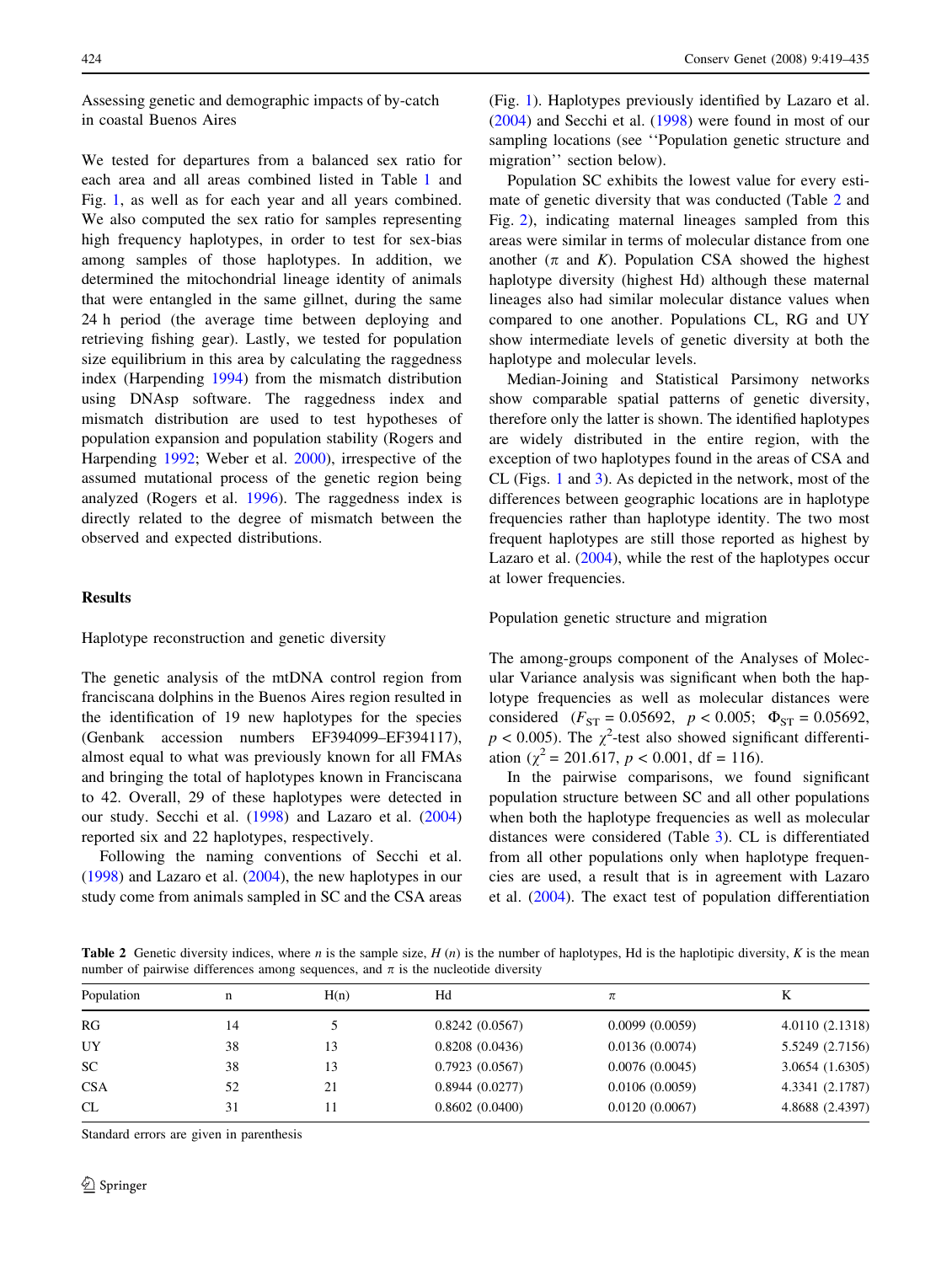Assessing genetic and demographic impacts of by-catch in coastal Buenos Aires

We tested for departures from a balanced sex ratio for each area and all areas combined listed in Table 1 and Fig. 1, as well as for each year and all years combined. We also computed the sex ratio for samples representing high frequency haplotypes, in order to test for sex-bias among samples of those haplotypes. In addition, we determined the mitochondrial lineage identity of animals that were entangled in the same gillnet, during the same 24 h period (the average time between deploying and retrieving fishing gear). Lastly, we tested for population size equilibrium in this area by calculating the raggedness index (Harpending 1994) from the mismatch distribution using DNAsp software. The raggedness index and mismatch distribution are used to test hypotheses of population expansion and population stability (Rogers and Harpending 1992; Weber et al. 2000), irrespective of the assumed mutational process of the genetic region being analyzed (Rogers et al. 1996). The raggedness index is directly related to the degree of mismatch between the observed and expected distributions.

## Results

### Haplotype reconstruction and genetic diversity

The genetic analysis of the mtDNA control region from franciscana dolphins in the Buenos Aires region resulted in the identification of 19 new haplotypes for the species (Genbank accession numbers EF394099–EF394117), almost equal to what was previously known for all FMAs and bringing the total of haplotypes known in Franciscana to 42. Overall, 29 of these haplotypes were detected in our study. Secchi et al. (1998) and Lazaro et al. (2004) reported six and 22 haplotypes, respectively.

Following the naming conventions of Secchi et al. (1998) and Lazaro et al. (2004), the new haplotypes in our study come from animals sampled in SC and the CSA areas (Fig. 1). Haplotypes previously identified by Lazaro et al. (2004) and Secchi et al. (1998) were found in most of our sampling locations (see ''Population genetic structure and migration'' section below).

Population SC exhibits the lowest value for every estimate of genetic diversity that was conducted (Table 2 and Fig. 2), indicating maternal lineages sampled from this areas were similar in terms of molecular distance from one another ($\pi$ and $K$). Population CSA showed the highest haplotype diversity (highest Hd) although these maternal lineages also had similar molecular distance values when compared to one another. Populations CL, RG and UY show intermediate levels of genetic diversity at both the haplotype and molecular levels.

Median-Joining and Statistical Parsimony networks show comparable spatial patterns of genetic diversity, therefore only the latter is shown. The identified haplotypes are widely distributed in the entire region, with the exception of two haplotypes found in the areas of CSA and CL (Figs. 1 and 3). As depicted in the network, most of the differences between geographic locations are in haplotype frequencies rather than haplotype identity. The two most frequent haplotypes are still those reported as highest by Lazaro et al. (2004), while the rest of the haplotypes occur at lower frequencies.

### Population genetic structure and migration

The among-groups component of the Analyses of Molecular Variance analysis was significant when both the haplotype frequencies as well as molecular distances were considered ($F_{ST} = 0.05692$, $p < 0.005$; $\Phi_{ST} = 0.05692$, $p < 0.005$). The $\chi^2$-test also showed significant differentiation ($\chi^2 = 201.617$, $p < 0.001$, df = 116).

In the pairwise comparisons, we found significant population structure between SC and all other populations when both the haplotype frequencies as well as molecular distances were considered (Table 3). CL is differentiated from all other populations only when haplotype frequencies are used, a result that is in agreement with Lazaro et al. (2004). The exact test of population differentiation

**Table 2** Genetic diversity indices, where $n$ is the sample size, $H$ ($n$) is the number of haplotypes, Hd is the haplotipic diversity, $K$ is the mean number of pairwise differences among sequences, and $\pi$ is the nucleotide diversity

| Population | n | H(n) | Hd | $\pi$ | K |
|---|---|---|---|---|---|
| RG | 14 | 5 | 0.8242 (0.0567) | 0.0099 (0.0059) | 4.0110 (2.1318) |
| UY | 38 | 13 | 0.8208 (0.0436) | 0.0136 (0.0074) | 5.5249 (2.7156) |
| SC | 38 | 13 | 0.7923 (0.0567) | 0.0076 (0.0045) | 3.0654 (1.6305) |
| CSA | 52 | 21 | 0.8944 (0.0277) | 0.0106 (0.0059) | 4.3341 (2.1787) |
| CL | 31 | 11 | 0.8602 (0.0400) | 0.0120 (0.0067) | 4.8688 (2.4397) |

Standard errors are given in parenthesis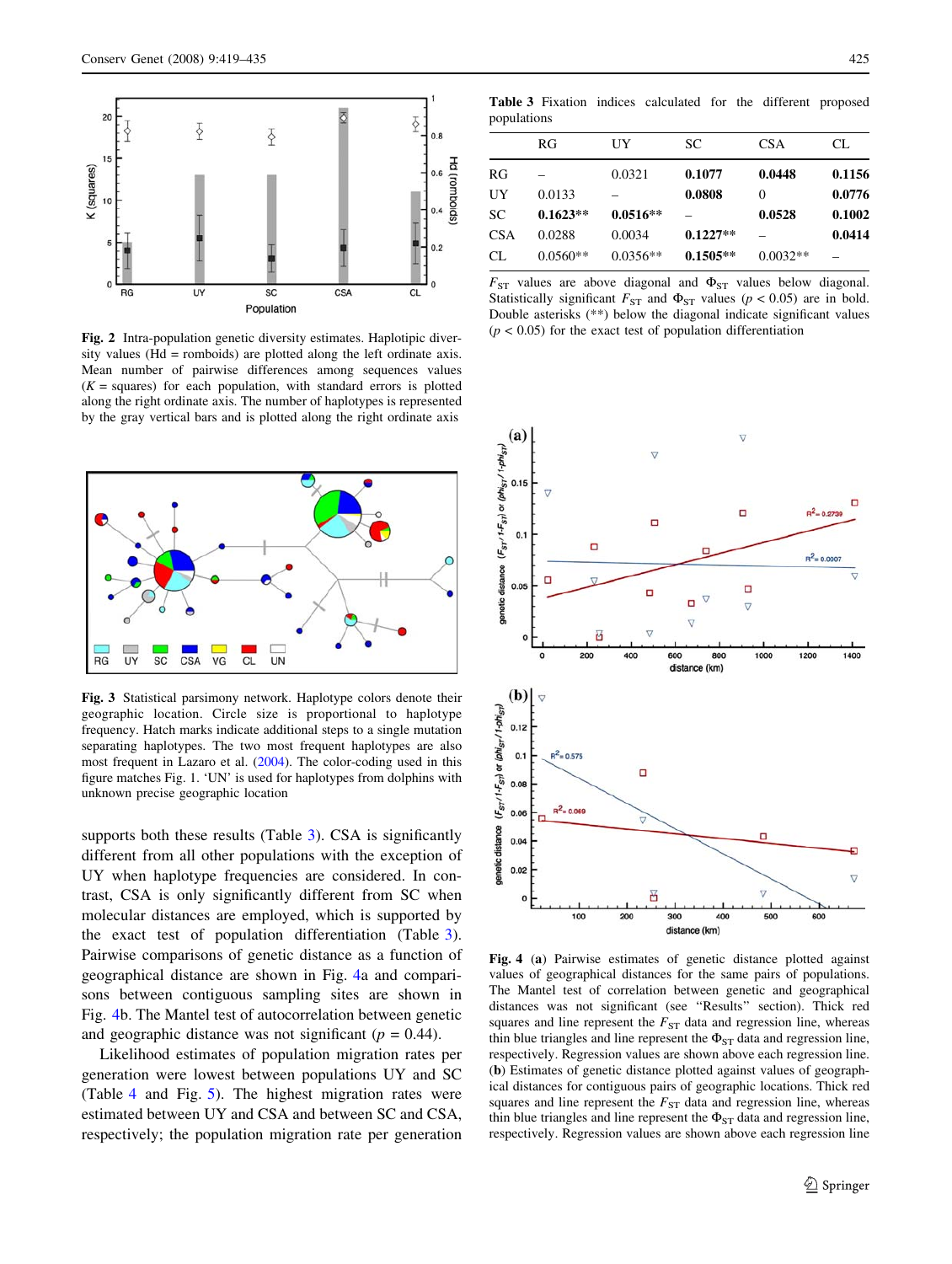**Fig. 2** Intra-population genetic diversity estimates. Haplotipic diversity values (Hd = romboids) are plotted along the left ordinate axis. Mean number of pairwise differences among sequences values (*K* = squares) for each population, with standard errors is plotted along the right ordinate axis. The number of haplotypes is represented by the gray vertical bars and is plotted along the right ordinate axis

**Fig. 3** Statistical parsimony network. Haplotype colors denote their geographic location. Circle size is proportional to haplotype frequency. Hatch marks indicate additional steps to a single mutation separating haplotypes. The two most frequent haplotypes are also most frequent in Lazaro et al. (2004). The color-coding used in this figure matches Fig. 1. 'UN' is used for haplotypes from dolphins with unknown precise geographic location

supports both these results (Table 3). CSA is significantly different from all other populations with the exception of UY when haplotype frequencies are considered. In contrast, CSA is only significantly different from SC when molecular distances are employed, which is supported by the exact test of population differentiation (Table 3). Pairwise comparisons of genetic distance as a function of geographical distance are shown in Fig. 4a and comparisons between contiguous sampling sites are shown in Fig. 4b. The Mantel test of autocorrelation between genetic and geographic distance was not significant ($p = 0.44$).

Likelihood estimates of population migration rates per generation were lowest between populations UY and SC (Table 4 and Fig. 5). The highest migration rates were estimated between UY and CSA and between SC and CSA, respectively; the population migration rate per generation

**Table 3** Fixation indices calculated for the different proposed populations

| | RG | UY | SC | CSA | CL |
|---|---|---|---|---|---|
| RG | – | 0.0321 | **0.1077** | **0.0448** | **0.1156** |
| UY | 0.0133 | – | **0.0808** | 0 | **0.0776** |
| SC | **0.1623**** | **0.0516**** | – | **0.0528** | **0.1002** |
| CSA | 0.0288 | 0.0034 | **0.1227**** | – | **0.0414** |
| CL | 0.0560** | 0.0356** | **0.1505**** | 0.0032** | – |

$F_{ST}$ values are above diagonal and $\Phi_{ST}$ values below diagonal. Statistically significant $F_{ST}$ and $\Phi_{ST}$ values ($p < 0.05$) are in bold. Double asterisks (**) below the diagonal indicate significant values ($p < 0.05$) for the exact test of population differentiation

**Fig. 4** (**a**) Pairwise estimates of genetic distance plotted against values of geographical distances for the same pairs of populations. The Mantel test of correlation between genetic and geographical distances was not significant (see "Results" section). Thick red squares and line represent the $F_{ST}$ data and regression line, whereas thin blue triangles and line represent the $\Phi_{ST}$ data and regression line, respectively. Regression values are shown above each regression line. (**b**) Estimates of genetic distance plotted against values of geographical distances for contiguous pairs of geographic locations. Thick red squares and line represent the $F_{ST}$ data and regression line, whereas thin blue triangles and line represent the $\Phi_{ST}$ data and regression line, respectively. Regression values are shown above each regression line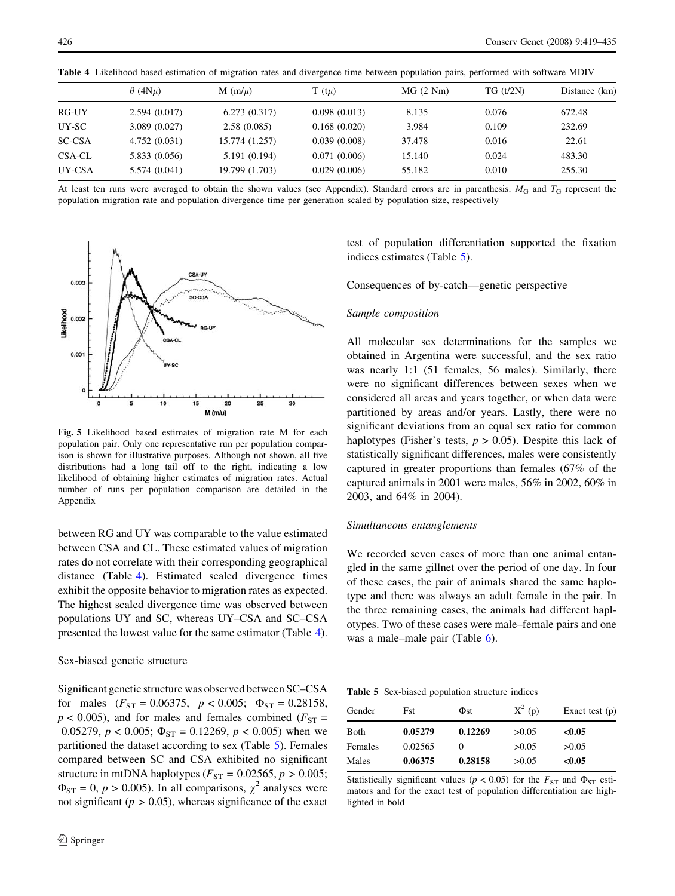**Table 4** Likelihood based estimation of migration rates and divergence time between population pairs, performed with software MDIV

| | $\theta$ ($4N\mu$) | M ($m/\mu$) | T ($t\mu$) | MG (2 Nm) | TG (t/2N) | Distance (km) |
|---|---|---|---|---|---|---|
| RG-UY | 2.594 (0.017) | 6.273 (0.317) | 0.098 (0.013) | 8.135 | 0.076 | 672.48 |
| UY-SC | 3.089 (0.027) | 2.58 (0.085) | 0.168 (0.020) | 3.984 | 0.109 | 232.69 |
| SC-CSA | 4.752 (0.031) | 15.774 (1.257) | 0.039 (0.008) | 37.478 | 0.016 | 22.61 |
| CSA-CL | 5.833 (0.056) | 5.191 (0.194) | 0.071 (0.006) | 15.140 | 0.024 | 483.30 |
| UY-CSA | 5.574 (0.041) | 19.799 (1.703) | 0.029 (0.006) | 55.182 | 0.010 | 255.30 |

At least ten runs were averaged to obtain the shown values (see Appendix). Standard errors are in parenthesis. $M_G$ and $T_G$ represent the population migration rate and population divergence time per generation scaled by population size, respectively

**Fig. 5** Likelihood based estimates of migration rate M for each population pair. Only one representative run per population comparison is shown for illustrative purposes. Although not shown, all five distributions had a long tail off to the right, indicating a low likelihood of obtaining higher estimates of migration rates. Actual number of runs per population comparison are detailed in the Appendix

between RG and UY was comparable to the value estimated between CSA and CL. These estimated values of migration rates do not correlate with their corresponding geographical distance (Table 4). Estimated scaled divergence times exhibit the opposite behavior to migration rates as expected. The highest scaled divergence time was observed between populations UY and SC, whereas UY–CSA and SC–CSA presented the lowest value for the same estimator (Table 4).

### Sex-biased genetic structure

Significant genetic structure was observed between SC–CSA for males ($F_{ST} = 0.06375$, $p < 0.005$; $\Phi_{ST} = 0.28158$, $p < 0.005$), and for males and females combined ($F_{ST} = 0.05279$, $p < 0.005$; $\Phi_{ST} = 0.12269$, $p < 0.005$) when we partitioned the dataset according to sex (Table 5). Females compared between SC and CSA exhibited no significant structure in mtDNA haplotypes ($F_{ST} = 0.02565$, $p > 0.005$; $\Phi_{ST} = 0$, $p > 0.005$). In all comparisons, $\chi^2$ analyses were not significant ($p > 0.05$), whereas significance of the exact test of population differentiation supported the fixation indices estimates (Table 5).

### Consequences of by-catch—genetic perspective

#### *Sample composition*

All molecular sex determinations for the samples we obtained in Argentina were successful, and the sex ratio was nearly 1:1 (51 females, 56 males). Similarly, there were no significant differences between sexes when we considered all areas and years together, or when data were partitioned by areas and/or years. Lastly, there were no significant deviations from an equal sex ratio for common haplotypes (Fisher's tests, $p > 0.05$). Despite this lack of statistically significant differences, males were consistently captured in greater proportions than females (67% of the captured animals in 2001 were males, 56% in 2002, 60% in 2003, and 64% in 2004).

#### *Simultaneous entanglements*

We recorded seven cases of more than one animal entangled in the same gillnet over the period of one day. In four of these cases, the pair of animals shared the same haplotype and there was always an adult female in the pair. In the three remaining cases, the animals had different haplotypes. Two of these cases were male–female pairs and one was a male–male pair (Table 6).

**Table 5** Sex-biased population structure indices

| Gender | Fst | Φst | $X^2$ (p) | Exact test (p) |
|---|---|---|---|---|
| Both | **0.05279** | **0.12269** | >0.05 | **<0.05** |
| Females | 0.02565 | 0 | >0.05 | >0.05 |
| Males | **0.06375** | **0.28158** | >0.05 | **<0.05** |

Statistically significant values ($p < 0.05$) for the $F_{ST}$ and $\Phi_{ST}$ estimators and for the exact test of population differentiation are highlighted in bold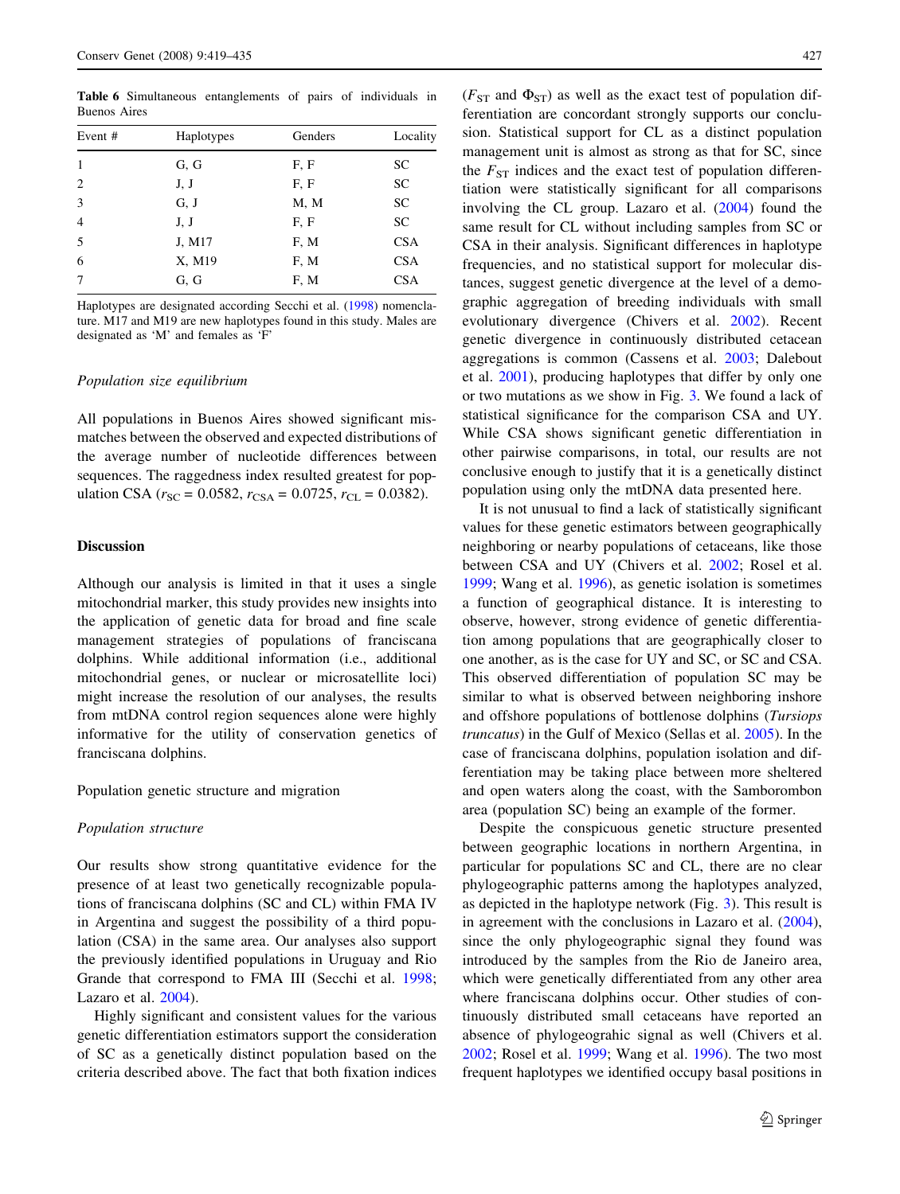**Table 6** Simultaneous entanglements of pairs of individuals in Buenos Aires

| Event # | Haplotypes | Genders | Locality |
|---|---|---|---|
| 1 | G, G | F, F | SC |
| 2 | J, J | F, F | SC |
| 3 | G, J | M, M | SC |
| 4 | J, J | F, F | SC |
| 5 | J, M17 | F, M | CSA |
| 6 | X, M19 | F, M | CSA |
| 7 | G, G | F, M | CSA |

Haplotypes are designated according Secchi et al. (1998) nomenclature. M17 and M19 are new haplotypes found in this study. Males are designated as 'M' and females as 'F'

### *Population size equilibrium*

All populations in Buenos Aires showed significant mismatches between the observed and expected distributions of the average number of nucleotide differences between sequences. The raggedness index resulted greatest for population CSA ($r_{SC} = 0.0582$, $r_{CSA} = 0.0725$, $r_{CL} = 0.0382$).

## Discussion

Although our analysis is limited in that it uses a single mitochondrial marker, this study provides new insights into the application of genetic data for broad and fine scale management strategies of populations of franciscana dolphins. While additional information (i.e., additional mitochondrial genes, or nuclear or microsatellite loci) might increase the resolution of our analyses, the results from mtDNA control region sequences alone were highly informative for the utility of conservation genetics of franciscana dolphins.

### Population genetic structure and migration

### *Population structure*

Our results show strong quantitative evidence for the presence of at least two genetically recognizable populations of franciscana dolphins (SC and CL) within FMA IV in Argentina and suggest the possibility of a third population (CSA) in the same area. Our analyses also support the previously identified populations in Uruguay and Rio Grande that correspond to FMA III (Secchi et al. 1998; Lazaro et al. 2004).

Highly significant and consistent values for the various genetic differentiation estimators support the consideration of SC as a genetically distinct population based on the criteria described above. The fact that both fixation indices ($F_{ST}$ and $\Phi_{ST}$) as well as the exact test of population differentiation are concordant strongly supports our conclusion. Statistical support for CL as a distinct population management unit is almost as strong as that for SC, since the $F_{ST}$ indices and the exact test of population differentiation were statistically significant for all comparisons involving the CL group. Lazaro et al. (2004) found the same result for CL without including samples from SC or CSA in their analysis. Significant differences in haplotype frequencies, and no statistical support for molecular distances, suggest genetic divergence at the level of a demographic aggregation of breeding individuals with small evolutionary divergence (Chivers et al. 2002). Recent genetic divergence in continuously distributed cetacean aggregations is common (Cassens et al. 2003; Dalebout et al. 2001), producing haplotypes that differ by only one or two mutations as we show in Fig. 3. We found a lack of statistical significance for the comparison CSA and UY. While CSA shows significant genetic differentiation in other pairwise comparisons, in total, our results are not conclusive enough to justify that it is a genetically distinct population using only the mtDNA data presented here.

It is not unusual to find a lack of statistically significant values for these genetic estimators between geographically neighboring or nearby populations of cetaceans, like those between CSA and UY (Chivers et al. 2002; Rosel et al. 1999; Wang et al. 1996), as genetic isolation is sometimes a function of geographical distance. It is interesting to observe, however, strong evidence of genetic differentiation among populations that are geographically closer to one another, as is the case for UY and SC, or SC and CSA. This observed differentiation of population SC may be similar to what is observed between neighboring inshore and offshore populations of bottlenose dolphins (*Tursiops truncatus*) in the Gulf of Mexico (Sellas et al. 2005). In the case of franciscana dolphins, population isolation and differentiation may be taking place between more sheltered and open waters along the coast, with the Samborombon area (population SC) being an example of the former.

Despite the conspicuous genetic structure presented between geographic locations in northern Argentina, in particular for populations SC and CL, there are no clear phylogeographic patterns among the haplotypes analyzed, as depicted in the haplotype network (Fig. 3). This result is in agreement with the conclusions in Lazaro et al. (2004), since the only phylogeographic signal they found was introduced by the samples from the Rio de Janeiro area, which were genetically differentiated from any other area where franciscana dolphins occur. Other studies of continuously distributed small cetaceans have reported an absence of phylogeograhic signal as well (Chivers et al. 2002; Rosel et al. 1999; Wang et al. 1996). The two most frequent haplotypes we identified occupy basal positions in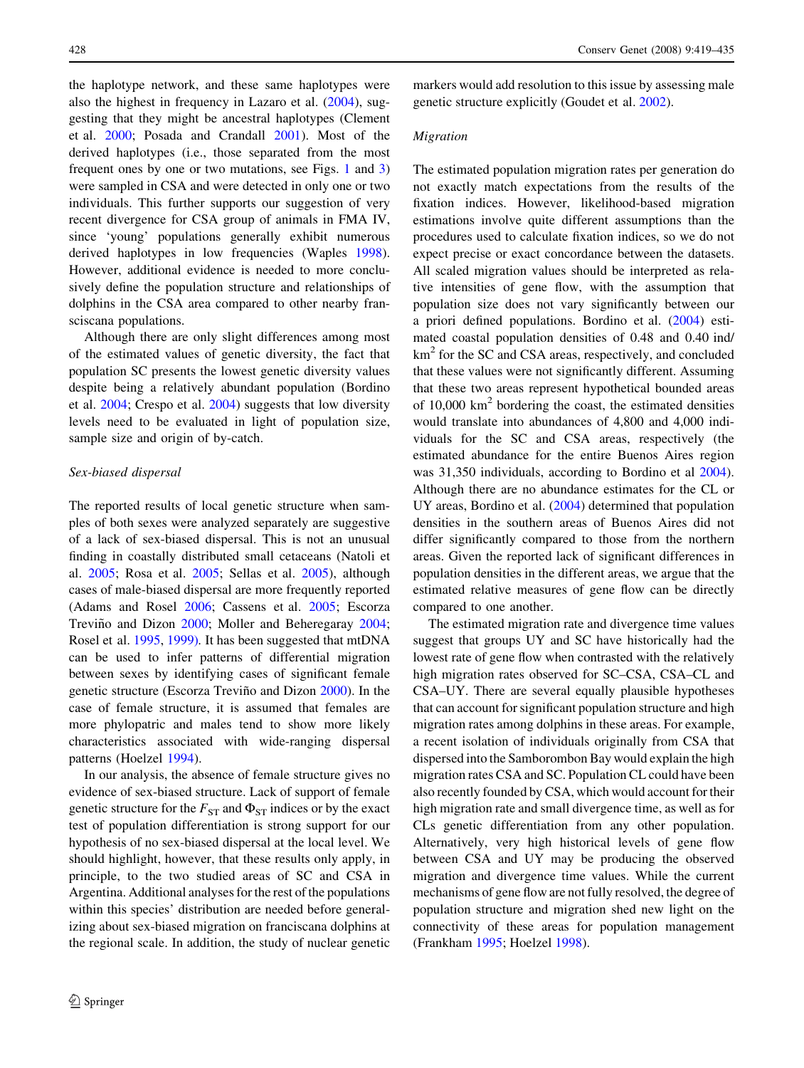the haplotype network, and these same haplotypes were also the highest in frequency in Lazaro et al. (2004), suggesting that they might be ancestral haplotypes (Clement et al. 2000; Posada and Crandall 2001). Most of the derived haplotypes (i.e., those separated from the most frequent ones by one or two mutations, see Figs. 1 and 3) were sampled in CSA and were detected in only one or two individuals. This further supports our suggestion of very recent divergence for CSA group of animals in FMA IV, since 'young' populations generally exhibit numerous derived haplotypes in low frequencies (Waples 1998). However, additional evidence is needed to more conclusively define the population structure and relationships of dolphins in the CSA area compared to other nearby franciscana populations.

Although there are only slight differences among most of the estimated values of genetic diversity, the fact that population SC presents the lowest genetic diversity values despite being a relatively abundant population (Bordino et al. 2004; Crespo et al. 2004) suggests that low diversity levels need to be evaluated in light of population size, sample size and origin of by-catch.

### *Sex-biased dispersal*

The reported results of local genetic structure when samples of both sexes were analyzed separately are suggestive of a lack of sex-biased dispersal. This is not an unusual finding in coastally distributed small cetaceans (Natoli et al. 2005; Rosa et al. 2005; Sellas et al. 2005), although cases of male-biased dispersal are more frequently reported (Adams and Rosel 2006; Cassens et al. 2005; Escorza Treviño and Dizon 2000; Moller and Beheregaray 2004; Rosel et al. 1995, 1999). It has been suggested that mtDNA can be used to infer patterns of differential migration between sexes by identifying cases of significant female genetic structure (Escorza Treviño and Dizon 2000). In the case of female structure, it is assumed that females are more phylopatric and males tend to show more likely characteristics associated with wide-ranging dispersal patterns (Hoelzel 1994).

In our analysis, the absence of female structure gives no evidence of sex-biased structure. Lack of support of female genetic structure for the $F_{ST}$ and $\Phi_{ST}$ indices or by the exact test of population differentiation is strong support for our hypothesis of no sex-biased dispersal at the local level. We should highlight, however, that these results only apply, in principle, to the two studied areas of SC and CSA in Argentina. Additional analyses for the rest of the populations within this species' distribution are needed before generalizing about sex-biased migration on franciscana dolphins at the regional scale. In addition, the study of nuclear genetic markers would add resolution to this issue by assessing male genetic structure explicitly (Goudet et al. 2002).

### *Migration*

The estimated population migration rates per generation do not exactly match expectations from the results of the fixation indices. However, likelihood-based migration estimations involve quite different assumptions than the procedures used to calculate fixation indices, so we do not expect precise or exact concordance between the datasets. All scaled migration values should be interpreted as relative intensities of gene flow, with the assumption that population size does not vary significantly between our a priori defined populations. Bordino et al. (2004) estimated coastal population densities of 0.48 and 0.40 ind/km$^2$ for the SC and CSA areas, respectively, and concluded that these values were not significantly different. Assuming that these two areas represent hypothetical bounded areas of 10,000 km$^2$ bordering the coast, the estimated densities would translate into abundances of 4,800 and 4,000 individuals for the SC and CSA areas, respectively (the estimated abundance for the entire Buenos Aires region was 31,350 individuals, according to Bordino et al 2004). Although there are no abundance estimates for the CL or UY areas, Bordino et al. (2004) determined that population densities in the southern areas of Buenos Aires did not differ significantly compared to those from the northern areas. Given the reported lack of significant differences in population densities in the different areas, we argue that the estimated relative measures of gene flow can be directly compared to one another.

The estimated migration rate and divergence time values suggest that groups UY and SC have historically had the lowest rate of gene flow when contrasted with the relatively high migration rates observed for SC–CSA, CSA–CL and CSA–UY. There are several equally plausible hypotheses that can account for significant population structure and high migration rates among dolphins in these areas. For example, a recent isolation of individuals originally from CSA that dispersed into the Samborombon Bay would explain the high migration rates CSA and SC. Population CL could have been also recently founded by CSA, which would account for their high migration rate and small divergence time, as well as for CLs genetic differentiation from any other population. Alternatively, very high historical levels of gene flow between CSA and UY may be producing the observed migration and divergence time values. While the current mechanisms of gene flow are not fully resolved, the degree of population structure and migration shed new light on the connectivity of these areas for population management (Frankham 1995; Hoelzel 1998).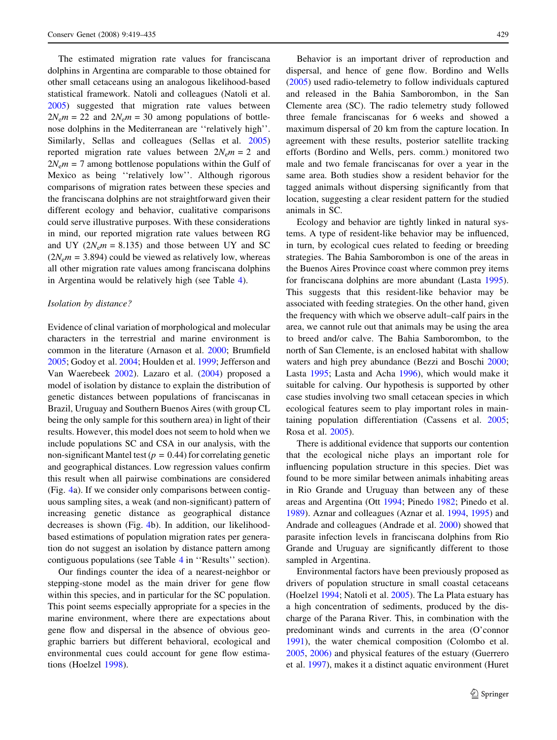The estimated migration rate values for franciscana dolphins in Argentina are comparable to those obtained for other small cetaceans using an analogous likelihood-based statistical framework. Natoli and colleagues (Natoli et al. 2005) suggested that migration rate values between $2N_em = 22$ and $2N_em = 30$ among populations of bottlenose dolphins in the Mediterranean are ''relatively high''. Similarly, Sellas and colleagues (Sellas et al. 2005) reported migration rate values between $2N_em = 2$ and $2N_em = 7$ among bottlenose populations within the Gulf of Mexico as being ''relatively low''. Although rigorous comparisons of migration rates between these species and the franciscana dolphins are not straightforward given their different ecology and behavior, cualitative comparisons could serve illustrative purposes. With these considerations in mind, our reported migration rate values between RG and UY ($2N_em = 8.135$) and those between UY and SC ($2N_em = 3.894$) could be viewed as relatively low, whereas all other migration rate values among franciscana dolphins in Argentina would be relatively high (see Table 4).

*Isolation by distance?*

Evidence of clinal variation of morphological and molecular characters in the terrestrial and marine environment is common in the literature (Arnason et al. 2000; Brumfield 2005; Godoy et al. 2004; Houlden et al. 1999; Jefferson and Van Waerebeek 2002). Lazaro et al. (2004) proposed a model of isolation by distance to explain the distribution of genetic distances between populations of franciscanas in Brazil, Uruguay and Southern Buenos Aires (with group CL being the only sample for this southern area) in light of their results. However, this model does not seem to hold when we include populations SC and CSA in our analysis, with the non-significant Mantel test ($p = 0.44$) for correlating genetic and geographical distances. Low regression values confirm this result when all pairwise combinations are considered (Fig. 4a). If we consider only comparisons between contiguous sampling sites, a weak (and non-significant) pattern of increasing genetic distance as geographical distance decreases is shown (Fig. 4b). In addition, our likelihood-based estimations of population migration rates per generation do not suggest an isolation by distance pattern among contiguous populations (see Table 4 in ''Results'' section).

Our findings counter the idea of a nearest-neighbor or stepping-stone model as the main driver for gene flow within this species, and in particular for the SC population. This point seems especially appropriate for a species in the marine environment, where there are expectations about gene flow and dispersal in the absence of obvious geographic barriers but different behavioral, ecological and environmental cues could account for gene flow estimations (Hoelzel 1998).

Behavior is an important driver of reproduction and dispersal, and hence of gene flow. Bordino and Wells (2005) used radio-telemetry to follow individuals captured and released in the Bahia Samborombon, in the San Clemente area (SC). The radio telemetry study followed three female franciscanas for 6 weeks and showed a maximum dispersal of 20 km from the capture location. In agreement with these results, posterior satellite tracking efforts (Bordino and Wells, pers. comm.) monitored two male and two female franciscanas for over a year in the same area. Both studies show a resident behavior for the tagged animals without dispersing significantly from that location, suggesting a clear resident pattern for the studied animals in SC.

Ecology and behavior are tightly linked in natural systems. A type of resident-like behavior may be influenced, in turn, by ecological cues related to feeding or breeding strategies. The Bahia Samborombon is one of the areas in the Buenos Aires Province coast where common prey items for franciscana dolphins are more abundant (Lasta 1995). This suggests that this resident-like behavior may be associated with feeding strategies. On the other hand, given the frequency with which we observe adult–calf pairs in the area, we cannot rule out that animals may be using the area to breed and/or calve. The Bahia Samborombon, to the north of San Clemente, is an enclosed habitat with shallow waters and high prey abundance (Bezzi and Boschi 2000; Lasta 1995; Lasta and Acha 1996), which would make it suitable for calving. Our hypothesis is supported by other case studies involving two small cetacean species in which ecological features seem to play important roles in maintaining population differentiation (Cassens et al. 2005; Rosa et al. 2005).

There is additional evidence that supports our contention that the ecological niche plays an important role for influencing population structure in this species. Diet was found to be more similar between animals inhabiting areas in Rio Grande and Uruguay than between any of these areas and Argentina (Ott 1994; Pinedo 1982; Pinedo et al. 1989). Aznar and colleagues (Aznar et al. 1994, 1995) and Andrade and colleagues (Andrade et al. 2000) showed that parasite infection levels in franciscana dolphins from Rio Grande and Uruguay are significantly different to those sampled in Argentina.

Environmental factors have been previously proposed as drivers of population structure in small coastal cetaceans (Hoelzel 1994; Natoli et al. 2005). The La Plata estuary has a high concentration of sediments, produced by the discharge of the Parana River. This, in combination with the predominant winds and currents in the area (O'connor 1991), the water chemical composition (Colombo et al. 2005, 2006) and physical features of the estuary (Guerrero et al. 1997), makes it a distinct aquatic environment (Huret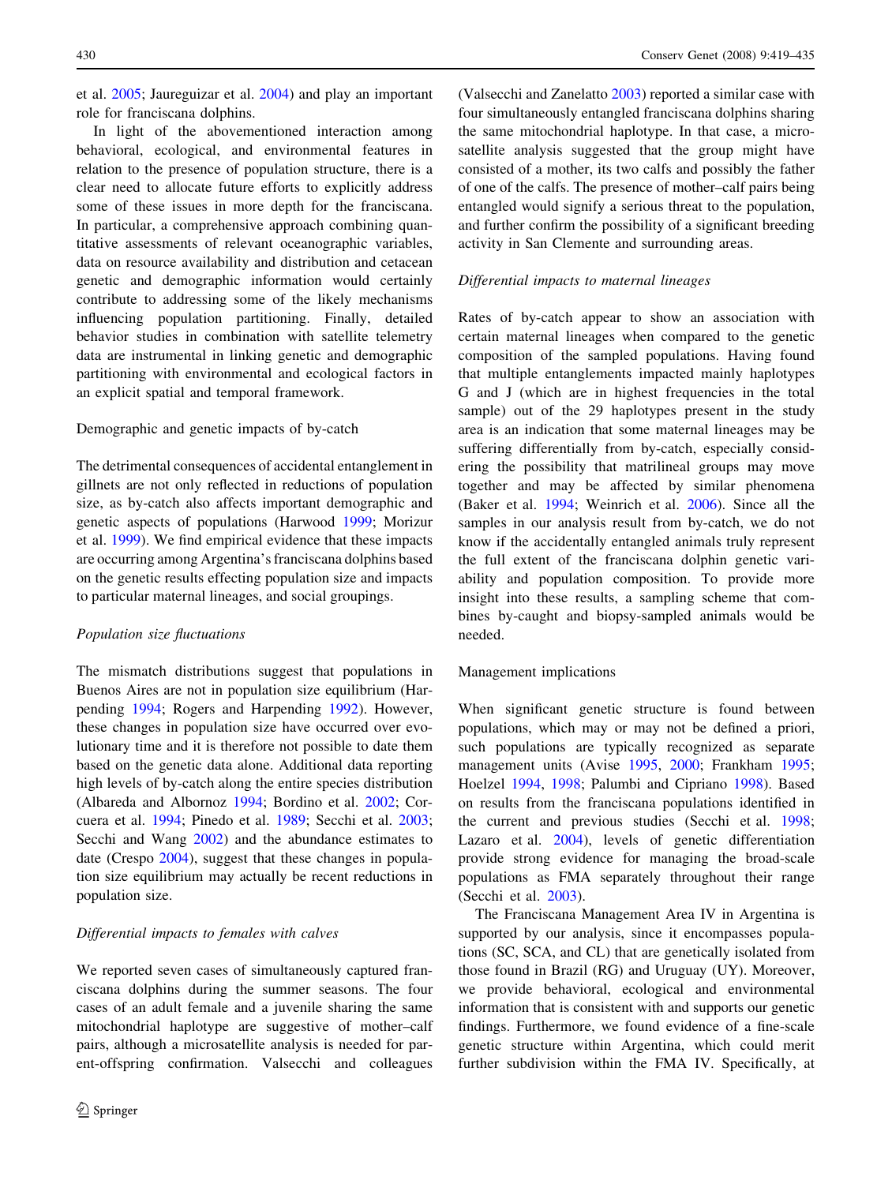et al. 2005; Jaureguizar et al. 2004) and play an important role for franciscana dolphins.

In light of the abovementioned interaction among behavioral, ecological, and environmental features in relation to the presence of population structure, there is a clear need to allocate future efforts to explicitly address some of these issues in more depth for the franciscana. In particular, a comprehensive approach combining quantitative assessments of relevant oceanographic variables, data on resource availability and distribution and cetacean genetic and demographic information would certainly contribute to addressing some of the likely mechanisms influencing population partitioning. Finally, detailed behavior studies in combination with satellite telemetry data are instrumental in linking genetic and demographic partitioning with environmental and ecological factors in an explicit spatial and temporal framework.

### Demographic and genetic impacts of by-catch

The detrimental consequences of accidental entanglement in gillnets are not only reflected in reductions of population size, as by-catch also affects important demographic and genetic aspects of populations (Harwood 1999; Morizur et al. 1999). We find empirical evidence that these impacts are occurring among Argentina's franciscana dolphins based on the genetic results effecting population size and impacts to particular maternal lineages, and social groupings.

#### *Population size fluctuations*

The mismatch distributions suggest that populations in Buenos Aires are not in population size equilibrium (Harpending 1994; Rogers and Harpending 1992). However, these changes in population size have occurred over evolutionary time and it is therefore not possible to date them based on the genetic data alone. Additional data reporting high levels of by-catch along the entire species distribution (Albareda and Albornoz 1994; Bordino et al. 2002; Corcuera et al. 1994; Pinedo et al. 1989; Secchi et al. 2003; Secchi and Wang 2002) and the abundance estimates to date (Crespo 2004), suggest that these changes in population size equilibrium may actually be recent reductions in population size.

#### *Differential impacts to females with calves*

We reported seven cases of simultaneously captured franciscana dolphins during the summer seasons. The four cases of an adult female and a juvenile sharing the same mitochondrial haplotype are suggestive of mother–calf pairs, although a microsatellite analysis is needed for parent-offspring confirmation. Valsecchi and colleagues (Valsecchi and Zanelatto 2003) reported a similar case with four simultaneously entangled franciscana dolphins sharing the same mitochondrial haplotype. In that case, a microsatellite analysis suggested that the group might have consisted of a mother, its two calfs and possibly the father of one of the calfs. The presence of mother–calf pairs being entangled would signify a serious threat to the population, and further confirm the possibility of a significant breeding activity in San Clemente and surrounding areas.

#### *Differential impacts to maternal lineages*

Rates of by-catch appear to show an association with certain maternal lineages when compared to the genetic composition of the sampled populations. Having found that multiple entanglements impacted mainly haplotypes G and J (which are in highest frequencies in the total sample) out of the 29 haplotypes present in the study area is an indication that some maternal lineages may be suffering differentially from by-catch, especially considering the possibility that matrilineal groups may move together and may be affected by similar phenomena (Baker et al. 1994; Weinrich et al. 2006). Since all the samples in our analysis result from by-catch, we do not know if the accidentally entangled animals truly represent the full extent of the franciscana dolphin genetic variability and population composition. To provide more insight into these results, a sampling scheme that combines by-caught and biopsy-sampled animals would be needed.

### Management implications

When significant genetic structure is found between populations, which may or may not be defined a priori, such populations are typically recognized as separate management units (Avise 1995, 2000; Frankham 1995; Hoelzel 1994, 1998; Palumbi and Cipriano 1998). Based on results from the franciscana populations identified in the current and previous studies (Secchi et al. 1998; Lazaro et al. 2004), levels of genetic differentiation provide strong evidence for managing the broad-scale populations as FMA separately throughout their range (Secchi et al. 2003).

The Franciscana Management Area IV in Argentina is supported by our analysis, since it encompasses populations (SC, SCA, and CL) that are genetically isolated from those found in Brazil (RG) and Uruguay (UY). Moreover, we provide behavioral, ecological and environmental information that is consistent with and supports our genetic findings. Furthermore, we found evidence of a fine-scale genetic structure within Argentina, which could merit further subdivision within the FMA IV. Specifically, at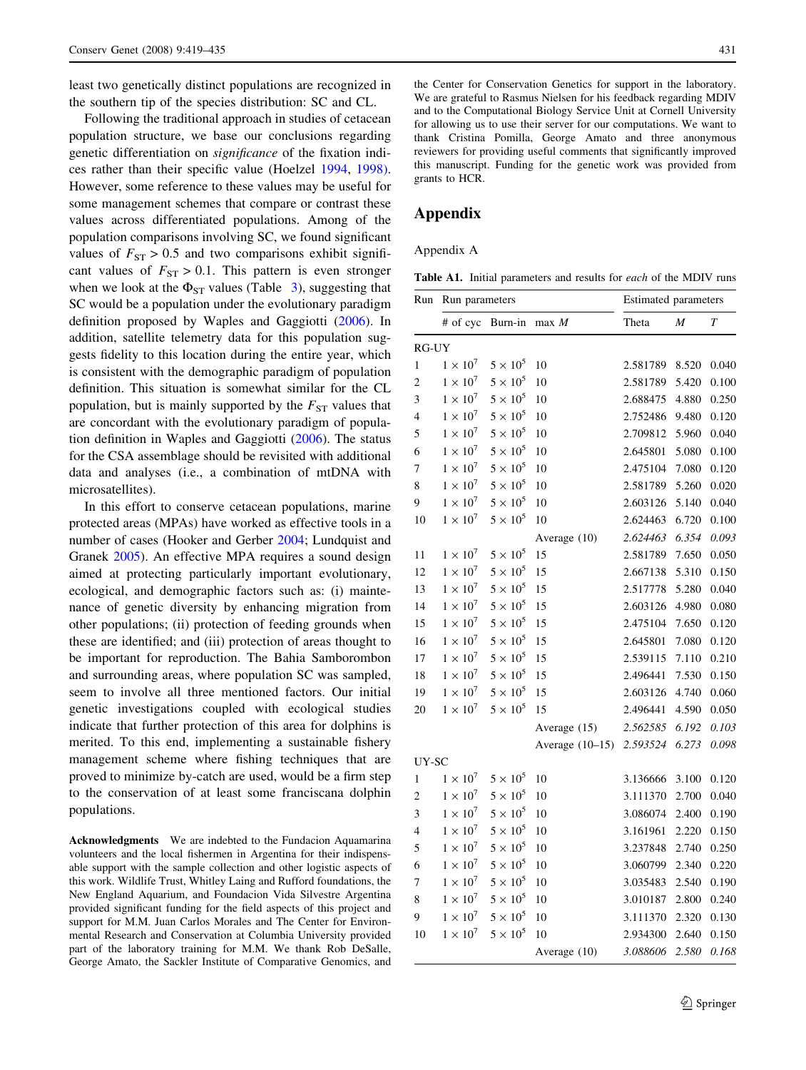least two genetically distinct populations are recognized in the southern tip of the species distribution: SC and CL.

Following the traditional approach in studies of cetacean population structure, we base our conclusions regarding genetic differentiation on *significance* of the fixation indices rather than their specific value (Hoelzel 1994, 1998). However, some reference to these values may be useful for some management schemes that compare or contrast these values across differentiated populations. Among of the population comparisons involving SC, we found significant values of $F_{ST} > 0.5$ and two comparisons exhibit significant values of $F_{ST} > 0.1$. This pattern is even stronger when we look at the $\Phi_{ST}$ values (Table 3), suggesting that SC would be a population under the evolutionary paradigm definition proposed by Waples and Gaggiotti (2006). In addition, satellite telemetry data for this population suggests fidelity to this location during the entire year, which is consistent with the demographic paradigm of population definition. This situation is somewhat similar for the CL population, but is mainly supported by the $F_{ST}$ values that are concordant with the evolutionary paradigm of population definition in Waples and Gaggiotti (2006). The status for the CSA assemblage should be revisited with additional data and analyses (i.e., a combination of mtDNA with microsatellites).

In this effort to conserve cetacean populations, marine protected areas (MPAs) have worked as effective tools in a number of cases (Hooker and Gerber 2004; Lundquist and Granek 2005). An effective MPA requires a sound design aimed at protecting particularly important evolutionary, ecological, and demographic factors such as: (i) maintenance of genetic diversity by enhancing migration from other populations; (ii) protection of feeding grounds when these are identified; and (iii) protection of areas thought to be important for reproduction. The Bahia Samborombon and surrounding areas, where population SC was sampled, seem to involve all three mentioned factors. Our initial genetic investigations coupled with ecological studies indicate that further protection of this area for dolphins is merited. To this end, implementing a sustainable fishery management scheme where fishing techniques that are proved to minimize by-catch are used, would be a firm step to the conservation of at least some franciscana dolphin populations.

**Acknowledgments** We are indebted to the Fundacion Aquamarina volunteers and the local fishermen in Argentina for their indispensable support with the sample collection and other logistic aspects of this work. Wildlife Trust, Whitley Laing and Rufford foundations, the New England Aquarium, and Foundacion Vida Silvestre Argentina provided significant funding for the field aspects of this project and support for M.M. Juan Carlos Morales and The Center for Environmental Research and Conservation at Columbia University provided part of the laboratory training for M.M. We thank Rob DeSalle, George Amato, the Sackler Institute of Comparative Genomics, and the Center for Conservation Genetics for support in the laboratory. We are grateful to Rasmus Nielsen for his feedback regarding MDIV and to the Computational Biology Service Unit at Cornell University for allowing us to use their server for our computations. We want to thank Cristina Pomilla, George Amato and three anonymous reviewers for providing useful comments that significantly improved this manuscript. Funding for the genetic work was provided from grants to HCR.

## Appendix

Appendix A

**Table A1.** Initial parameters and results for *each* of the MDIV runs

| Run | Run parameters | | | Estimated parameters | | |
|---|---|---|---|---|---|---|
| | # of cyc | Burn-in | max *M* | Theta | *M* | *T* |
| RG-UY | | | | | | |
| 1 | $1 \times 10^7$ | $5 \times 10^5$ | 10 | 2.581789 | 8.520 | 0.040 |
| 2 | $1 \times 10^7$ | $5 \times 10^5$ | 10 | 2.581789 | 5.420 | 0.100 |
| 3 | $1 \times 10^7$ | $5 \times 10^5$ | 10 | 2.688475 | 4.880 | 0.250 |
| 4 | $1 \times 10^7$ | $5 \times 10^5$ | 10 | 2.752486 | 9.480 | 0.120 |
| 5 | $1 \times 10^7$ | $5 \times 10^5$ | 10 | 2.709812 | 5.960 | 0.040 |
| 6 | $1 \times 10^7$ | $5 \times 10^5$ | 10 | 2.645801 | 5.080 | 0.100 |
| 7 | $1 \times 10^7$ | $5 \times 10^5$ | 10 | 2.475104 | 7.080 | 0.120 |
| 8 | $1 \times 10^7$ | $5 \times 10^5$ | 10 | 2.581789 | 5.260 | 0.020 |
| 9 | $1 \times 10^7$ | $5 \times 10^5$ | 10 | 2.603126 | 5.140 | 0.040 |
| 10 | $1 \times 10^7$ | $5 \times 10^5$ | 10 | 2.624463 | 6.720 | 0.100 |
| | | | Average (10) | *2.624463* | *6.354* | *0.093* |
| 11 | $1 \times 10^7$ | $5 \times 10^5$ | 15 | 2.581789 | 7.650 | 0.050 |
| 12 | $1 \times 10^7$ | $5 \times 10^5$ | 15 | 2.667138 | 5.310 | 0.150 |
| 13 | $1 \times 10^7$ | $5 \times 10^5$ | 15 | 2.517778 | 5.280 | 0.040 |
| 14 | $1 \times 10^7$ | $5 \times 10^5$ | 15 | 2.603126 | 4.980 | 0.080 |
| 15 | $1 \times 10^7$ | $5 \times 10^5$ | 15 | 2.475104 | 7.650 | 0.120 |
| 16 | $1 \times 10^7$ | $5 \times 10^5$ | 15 | 2.645801 | 7.080 | 0.120 |
| 17 | $1 \times 10^7$ | $5 \times 10^5$ | 15 | 2.539115 | 7.110 | 0.210 |
| 18 | $1 \times 10^7$ | $5 \times 10^5$ | 15 | 2.496441 | 7.530 | 0.150 |
| 19 | $1 \times 10^7$ | $5 \times 10^5$ | 15 | 2.603126 | 4.740 | 0.060 |
| 20 | $1 \times 10^7$ | $5 \times 10^5$ | 15 | 2.496441 | 4.590 | 0.050 |
| | | | Average (15) | *2.562585* | *6.192* | *0.103* |
| | | | Average (10–15) | *2.593524* | *6.273* | *0.098* |
| UY-SC | | | | | | |
| 1 | $1 \times 10^7$ | $5 \times 10^5$ | 10 | 3.136666 | 3.100 | 0.120 |
| 2 | $1 \times 10^7$ | $5 \times 10^5$ | 10 | 3.111370 | 2.700 | 0.040 |
| 3 | $1 \times 10^7$ | $5 \times 10^5$ | 10 | 3.086074 | 2.400 | 0.190 |
| 4 | $1 \times 10^7$ | $5 \times 10^5$ | 10 | 3.161961 | 2.220 | 0.150 |
| 5 | $1 \times 10^7$ | $5 \times 10^5$ | 10 | 3.237848 | 2.740 | 0.250 |
| 6 | $1 \times 10^7$ | $5 \times 10^5$ | 10 | 3.060799 | 2.340 | 0.220 |
| 7 | $1 \times 10^7$ | $5 \times 10^5$ | 10 | 3.035483 | 2.540 | 0.190 |
| 8 | $1 \times 10^7$ | $5 \times 10^5$ | 10 | 3.010187 | 2.800 | 0.240 |
| 9 | $1 \times 10^7$ | $5 \times 10^5$ | 10 | 3.111370 | 2.320 | 0.130 |
| 10 | $1 \times 10^7$ | $5 \times 10^5$ | 10 | 2.934300 | 2.640 | 0.150 |
| | | | Average (10) | *3.088606* | *2.580* | *0.168* |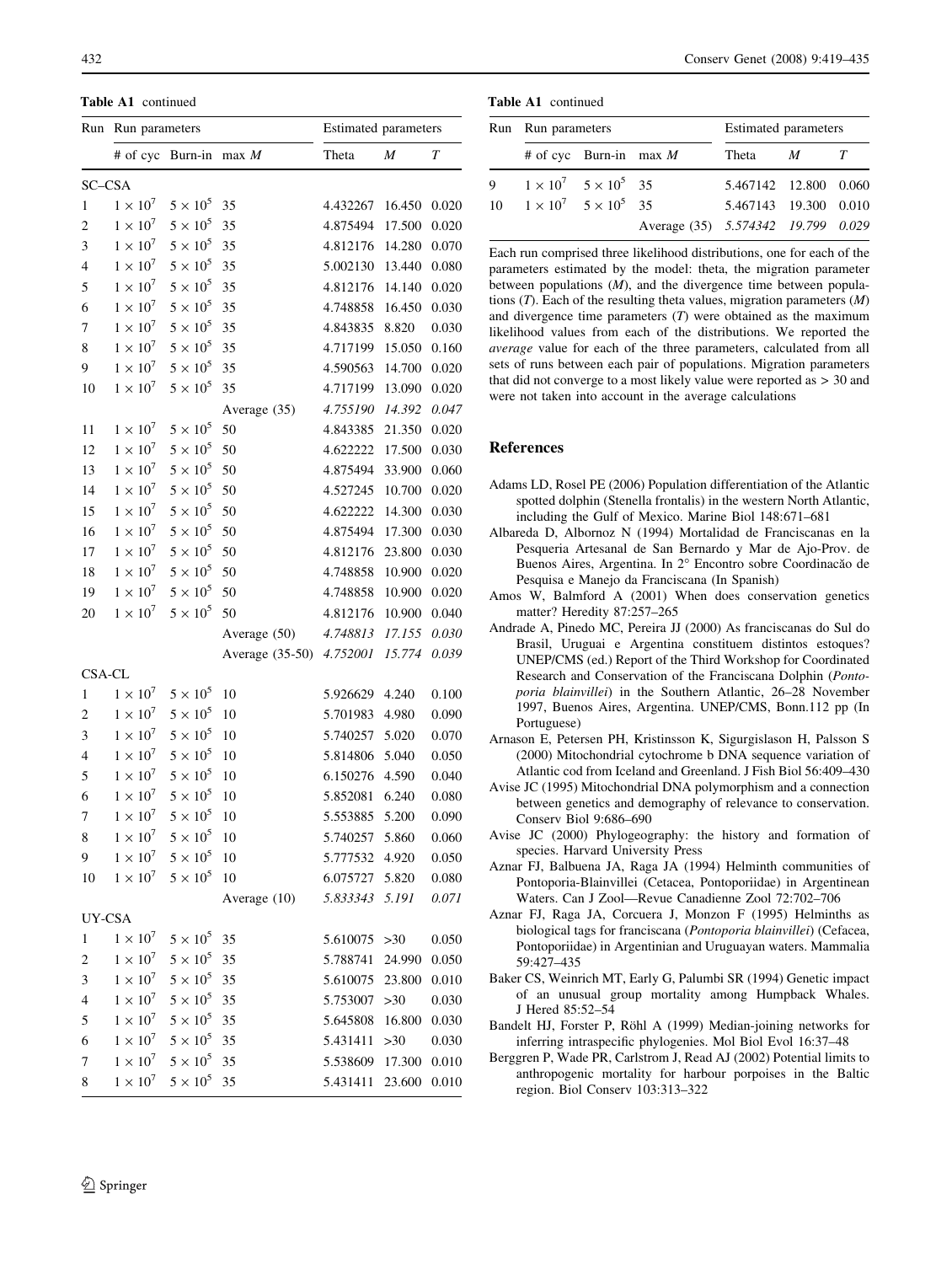**Table A1** continued

| Run | Run parameters | | | Estimated parameters | | |
|---|---|---|---|---|---|---|
| | # of cyc | Burn-in | max *M* | Theta | *M* | *T* |
| SC–CSA | | | | | | |
| 1 | $1 \times 10^7$ | $5 \times 10^5$ | 35 | 4.432267 | 16.450 | 0.020 |
| 2 | $1 \times 10^7$ | $5 \times 10^5$ | 35 | 4.875494 | 17.500 | 0.020 |
| 3 | $1 \times 10^7$ | $5 \times 10^5$ | 35 | 4.812176 | 14.280 | 0.070 |
| 4 | $1 \times 10^7$ | $5 \times 10^5$ | 35 | 5.002130 | 13.440 | 0.080 |
| 5 | $1 \times 10^7$ | $5 \times 10^5$ | 35 | 4.812176 | 14.140 | 0.020 |
| 6 | $1 \times 10^7$ | $5 \times 10^5$ | 35 | 4.748858 | 16.450 | 0.030 |
| 7 | $1 \times 10^7$ | $5 \times 10^5$ | 35 | 4.843835 | 8.820 | 0.030 |
| 8 | $1 \times 10^7$ | $5 \times 10^5$ | 35 | 4.717199 | 15.050 | 0.160 |
| 9 | $1 \times 10^7$ | $5 \times 10^5$ | 35 | 4.590563 | 14.700 | 0.020 |
| 10 | $1 \times 10^7$ | $5 \times 10^5$ | 35 | 4.717199 | 13.090 | 0.020 |
| | | | Average (35) | *4.755190* | *14.392* | *0.047* |
| 11 | $1 \times 10^7$ | $5 \times 10^5$ | 50 | 4.843385 | 21.350 | 0.020 |
| 12 | $1 \times 10^7$ | $5 \times 10^5$ | 50 | 4.622222 | 17.500 | 0.030 |
| 13 | $1 \times 10^7$ | $5 \times 10^5$ | 50 | 4.875494 | 33.900 | 0.060 |
| 14 | $1 \times 10^7$ | $5 \times 10^5$ | 50 | 4.527245 | 10.700 | 0.020 |
| 15 | $1 \times 10^7$ | $5 \times 10^5$ | 50 | 4.622222 | 14.300 | 0.030 |
| 16 | $1 \times 10^7$ | $5 \times 10^5$ | 50 | 4.875494 | 17.300 | 0.030 |
| 17 | $1 \times 10^7$ | $5 \times 10^5$ | 50 | 4.812176 | 23.800 | 0.030 |
| 18 | $1 \times 10^7$ | $5 \times 10^5$ | 50 | 4.748858 | 10.900 | 0.020 |
| 19 | $1 \times 10^7$ | $5 \times 10^5$ | 50 | 4.748858 | 10.900 | 0.020 |
| 20 | $1 \times 10^7$ | $5 \times 10^5$ | 50 | 4.812176 | 10.900 | 0.040 |
| | | | Average (50) | *4.748813* | *17.155* | *0.030* |
| | | | Average (35-50) | *4.752001* | *15.774* | *0.039* |
| CSA-CL | | | | | | |
| 1 | $1 \times 10^7$ | $5 \times 10^5$ | 10 | 5.926629 | 4.240 | 0.100 |
| 2 | $1 \times 10^7$ | $5 \times 10^5$ | 10 | 5.701983 | 4.980 | 0.090 |
| 3 | $1 \times 10^7$ | $5 \times 10^5$ | 10 | 5.740257 | 5.020 | 0.070 |
| 4 | $1 \times 10^7$ | $5 \times 10^5$ | 10 | 5.814806 | 5.040 | 0.050 |
| 5 | $1 \times 10^7$ | $5 \times 10^5$ | 10 | 6.150276 | 4.590 | 0.040 |
| 6 | $1 \times 10^7$ | $5 \times 10^5$ | 10 | 5.852081 | 6.240 | 0.080 |
| 7 | $1 \times 10^7$ | $5 \times 10^5$ | 10 | 5.553885 | 5.200 | 0.090 |
| 8 | $1 \times 10^7$ | $5 \times 10^5$ | 10 | 5.740257 | 5.860 | 0.060 |
| 9 | $1 \times 10^7$ | $5 \times 10^5$ | 10 | 5.777532 | 4.920 | 0.050 |
| 10 | $1 \times 10^7$ | $5 \times 10^5$ | 10 | 6.075727 | 5.820 | 0.080 |
| | | | Average (10) | *5.833343* | *5.191* | *0.071* |
| UY-CSA | | | | | | |
| 1 | $1 \times 10^7$ | $5 \times 10^5$ | 35 | 5.610075 | >30 | 0.050 |
| 2 | $1 \times 10^7$ | $5 \times 10^5$ | 35 | 5.788741 | 24.990 | 0.050 |
| 3 | $1 \times 10^7$ | $5 \times 10^5$ | 35 | 5.610075 | 23.800 | 0.010 |
| 4 | $1 \times 10^7$ | $5 \times 10^5$ | 35 | 5.753007 | >30 | 0.030 |
| 5 | $1 \times 10^7$ | $5 \times 10^5$ | 35 | 5.645808 | 16.800 | 0.030 |
| 6 | $1 \times 10^7$ | $5 \times 10^5$ | 35 | 5.431411 | >30 | 0.030 |
| 7 | $1 \times 10^7$ | $5 \times 10^5$ | 35 | 5.538609 | 17.300 | 0.010 |
| 8 | $1 \times 10^7$ | $5 \times 10^5$ | 35 | 5.431411 | 23.600 | 0.010 |
| 9 | $1 \times 10^7$ | $5 \times 10^5$ | 35 | 5.467142 | 12.800 | 0.060 |
| 10 | $1 \times 10^7$ | $5 \times 10^5$ | 35 | 5.467143 | 19.300 | 0.010 |
| | | | Average (35) | *5.574342* | *19.799* | *0.029* |

Each run comprised three likelihood distributions, one for each of the parameters estimated by the model: theta, the migration parameter between populations (*M*), and the divergence time between populations (*T*). Each of the resulting theta values, migration parameters (*M*) and divergence time parameters (*T*) were obtained as the maximum likelihood values from each of the distributions. We reported the *average* value for each of the three parameters, calculated from all sets of runs between each pair of populations. Migration parameters that did not converge to a most likely value were reported as > 30 and were not taken into account in the average calculations

## References

Adams LD, Rosel PE (2006) Population differentiation of the Atlantic spotted dolphin (Stenella frontalis) in the western North Atlantic, including the Gulf of Mexico. Marine Biol 148:671–681

Albareda D, Albornoz N (1994) Mortalidad de Franciscanas en la Pesqueria Artesanal de San Bernardo y Mar de Ajo-Prov. de Buenos Aires, Argentina. In 2° Encontro sobre Coordinacăo de Pesquisa e Manejo da Franciscana (In Spanish)

Amos W, Balmford A (2001) When does conservation genetics matter? Heredity 87:257–265

Andrade A, Pinedo MC, Pereira JJ (2000) As franciscanas do Sul do Brasil, Uruguai e Argentina constituem distintos estoques? UNEP/CMS (ed.) Report of the Third Workshop for Coordinated Research and Conservation of the Franciscana Dolphin (*Pontoporia blainvillei*) in the Southern Atlantic, 26–28 November 1997, Buenos Aires, Argentina. UNEP/CMS, Bonn.112 pp (In Portuguese)

Arnason E, Petersen PH, Kristinsson K, Sigurgislason H, Palsson S (2000) Mitochondrial cytochrome b DNA sequence variation of Atlantic cod from Iceland and Greenland. J Fish Biol 56:409–430

Avise JC (1995) Mitochondrial DNA polymorphism and a connection between genetics and demography of relevance to conservation. Conserv Biol 9:686–690

Avise JC (2000) Phylogeography: the history and formation of species. Harvard University Press

Aznar FJ, Balbuena JA, Raga JA (1994) Helminth communities of Pontoporia-Blainvillei (Cetacea, Pontoporiidae) in Argentinean Waters. Can J Zool—Revue Canadienne Zool 72:702–706

Aznar FJ, Raga JA, Corcuera J, Monzon F (1995) Helminths as biological tags for franciscana (*Pontoporia blainvillei*) (Cefacea, Pontoporiidae) in Argentinian and Uruguayan waters. Mammalia 59:427–435

Baker CS, Weinrich MT, Early G, Palumbi SR (1994) Genetic impact of an unusual group mortality among Humpback Whales. J Hered 85:52–54

Bandelt HJ, Forster P, Röhl A (1999) Median-joining networks for inferring intraspecific phylogenies. Mol Biol Evol 16:37–48

Berggren P, Wade PR, Carlstrom J, Read AJ (2002) Potential limits to anthropogenic mortality for harbour porpoises in the Baltic region. Biol Conserv 103:313–322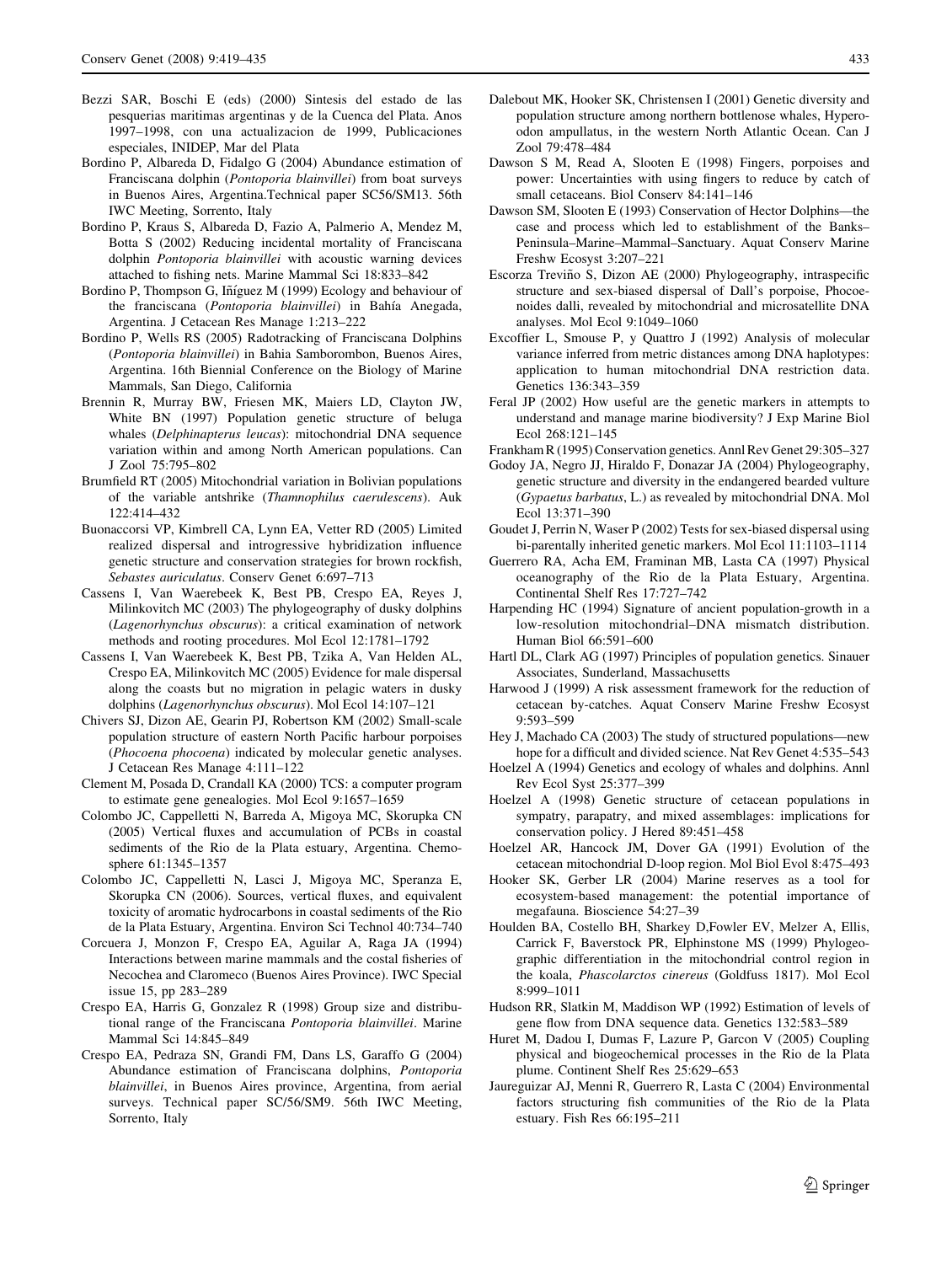Bezzi SAR, Boschi E (eds) (2000) Sintesis del estado de las pesquerias maritimas argentinas y de la Cuenca del Plata. Anos 1997–1998, con una actualizacion de 1999, Publicaciones especiales, INIDEP, Mar del Plata

Bordino P, Albareda D, Fidalgo G (2004) Abundance estimation of Franciscana dolphin (*Pontoporia blainvillei*) from boat surveys in Buenos Aires, Argentina.Technical paper SC56/SM13. 56th IWC Meeting, Sorrento, Italy

Bordino P, Kraus S, Albareda D, Fazio A, Palmerio A, Mendez M, Botta S (2002) Reducing incidental mortality of Franciscana dolphin *Pontoporia blainvillei* with acoustic warning devices attached to fishing nets. Marine Mammal Sci 18:833–842

Bordino P, Thompson G, Iñíguez M (1999) Ecology and behaviour of the franciscana (*Pontoporia blainvillei*) in Bahía Anegada, Argentina. J Cetacean Res Manage 1:213–222

Bordino P, Wells RS (2005) Radotracking of Franciscana Dolphins (*Pontoporia blainvillei*) in Bahia Samborombon, Buenos Aires, Argentina. 16th Biennial Conference on the Biology of Marine Mammals, San Diego, California

Brennin R, Murray BW, Friesen MK, Maiers LD, Clayton JW, White BN (1997) Population genetic structure of beluga whales (*Delphinapterus leucas*): mitochondrial DNA sequence variation within and among North American populations. Can J Zool 75:795–802

Brumfield RT (2005) Mitochondrial variation in Bolivian populations of the variable antshrike (*Thamnophilus caerulescens*). Auk 122:414–432

Buonaccorsi VP, Kimbrell CA, Lynn EA, Vetter RD (2005) Limited realized dispersal and introgressive hybridization influence genetic structure and conservation strategies for brown rockfish, *Sebastes auriculatus*. Conserv Genet 6:697–713

Cassens I, Van Waerebeek K, Best PB, Crespo EA, Reyes J, Milinkovitch MC (2003) The phylogeography of dusky dolphins (*Lagenorhynchus obscurus*): a critical examination of network methods and rooting procedures. Mol Ecol 12:1781–1792

Cassens I, Van Waerebeek K, Best PB, Tzika A, Van Helden AL, Crespo EA, Milinkovitch MC (2005) Evidence for male dispersal along the coasts but no migration in pelagic waters in dusky dolphins (*Lagenorhynchus obscurus*). Mol Ecol 14:107–121

Chivers SJ, Dizon AE, Gearin PJ, Robertson KM (2002) Small-scale population structure of eastern North Pacific harbour porpoises (*Phocoena phocoena*) indicated by molecular genetic analyses. J Cetacean Res Manage 4:111–122

Clement M, Posada D, Crandall KA (2000) TCS: a computer program to estimate gene genealogies. Mol Ecol 9:1657–1659

Colombo JC, Cappelletti N, Barreda A, Migoya MC, Skorupka CN (2005) Vertical fluxes and accumulation of PCBs in coastal sediments of the Rio de la Plata estuary, Argentina. Chemosphere 61:1345–1357

Colombo JC, Cappelletti N, Lasci J, Migoya MC, Speranza E, Skorupka CN (2006). Sources, vertical fluxes, and equivalent toxicity of aromatic hydrocarbons in coastal sediments of the Rio de la Plata Estuary, Argentina. Environ Sci Technol 40:734–740

Corcuera J, Monzon F, Crespo EA, Aguilar A, Raga JA (1994) Interactions between marine mammals and the costal fisheries of Necochea and Claromeco (Buenos Aires Province). IWC Special issue 15, pp 283–289

Crespo EA, Harris G, Gonzalez R (1998) Group size and distributional range of the Franciscana *Pontoporia blainvillei*. Marine Mammal Sci 14:845–849

Crespo EA, Pedraza SN, Grandi FM, Dans LS, Garaffo G (2004) Abundance estimation of Franciscana dolphins, *Pontoporia blainvillei*, in Buenos Aires province, Argentina, from aerial surveys. Technical paper SC/56/SM9. 56th IWC Meeting, Sorrento, Italy

Dalebout MK, Hooker SK, Christensen I (2001) Genetic diversity and population structure among northern bottlenose whales, Hyperoodon ampullatus, in the western North Atlantic Ocean. Can J Zool 79:478–484

Dawson S M, Read A, Slooten E (1998) Fingers, porpoises and power: Uncertainties with using fingers to reduce by catch of small cetaceans. Biol Conserv 84:141–146

Dawson SM, Slooten E (1993) Conservation of Hector Dolphins—the case and process which led to establishment of the Banks–Peninsula–Marine–Mammal–Sanctuary. Aquat Conserv Marine Freshw Ecosyst 3:207–221

Escorza Treviño S, Dizon AE (2000) Phylogeography, intraspecific structure and sex-biased dispersal of Dall's porpoise, Phocoenoides dalli, revealed by mitochondrial and microsatellite DNA analyses. Mol Ecol 9:1049–1060

Excoffier L, Smouse P, y Quattro J (1992) Analysis of molecular variance inferred from metric distances among DNA haplotypes: application to human mitochondrial DNA restriction data. Genetics 136:343–359

Feral JP (2002) How useful are the genetic markers in attempts to understand and manage marine biodiversity? J Exp Marine Biol Ecol 268:121–145

Frankham R (1995) Conservation genetics. Annl Rev Genet 29:305–327

Godoy JA, Negro JJ, Hiraldo F, Donazar JA (2004) Phylogeography, genetic structure and diversity in the endangered bearded vulture (*Gypaetus barbatus*, L.) as revealed by mitochondrial DNA. Mol Ecol 13:371–390

Goudet J, Perrin N, Waser P (2002) Tests for sex-biased dispersal using bi-parentally inherited genetic markers. Mol Ecol 11:1103–1114

Guerrero RA, Acha EM, Framinan MB, Lasta CA (1997) Physical oceanography of the Rio de la Plata Estuary, Argentina. Continental Shelf Res 17:727–742

Harpending HC (1994) Signature of ancient population-growth in a low-resolution mitochondrial–DNA mismatch distribution. Human Biol 66:591–600

Hartl DL, Clark AG (1997) Principles of population genetics. Sinauer Associates, Sunderland, Massachusetts

Harwood J (1999) A risk assessment framework for the reduction of cetacean by-catches. Aquat Conserv Marine Freshw Ecosyst 9:593–599

Hey J, Machado CA (2003) The study of structured populations—new hope for a difficult and divided science. Nat Rev Genet 4:535–543

Hoelzel A (1994) Genetics and ecology of whales and dolphins. Annl Rev Ecol Syst 25:377–399

Hoelzel A (1998) Genetic structure of cetacean populations in sympatry, parapatry, and mixed assemblages: implications for conservation policy. J Hered 89:451–458

Hoelzel AR, Hancock JM, Dover GA (1991) Evolution of the cetacean mitochondrial D-loop region. Mol Biol Evol 8:475–493

Hooker SK, Gerber LR (2004) Marine reserves as a tool for ecosystem-based management: the potential importance of megafauna. Bioscience 54:27–39

Houlden BA, Costello BH, Sharkey D,Fowler EV, Melzer A, Ellis, Carrick F, Baverstock PR, Elphinstone MS (1999) Phylogeographic differentiation in the mitochondrial control region in the koala, *Phascolarctos cinereus* (Goldfuss 1817). Mol Ecol 8:999–1011

Hudson RR, Slatkin M, Maddison WP (1992) Estimation of levels of gene flow from DNA sequence data. Genetics 132:583–589

Huret M, Dadou I, Dumas F, Lazure P, Garcon V (2005) Coupling physical and biogeochemical processes in the Rio de la Plata plume. Continent Shelf Res 25:629–653

Jaureguizar AJ, Menni R, Guerrero R, Lasta C (2004) Environmental factors structuring fish communities of the Rio de la Plata estuary. Fish Res 66:195–211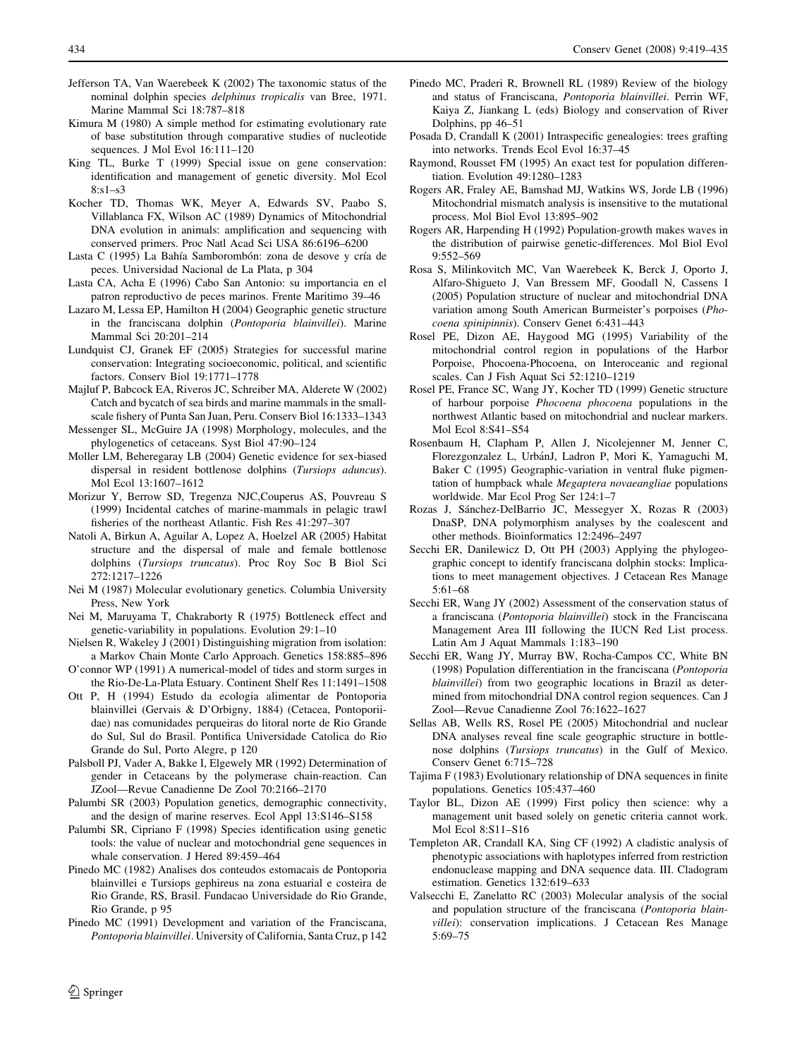Jefferson TA, Van Waerebeek K (2002) The taxonomic status of the nominal dolphin species *delphinus tropicalis* van Bree, 1971. Marine Mammal Sci 18:787–818

Kimura M (1980) A simple method for estimating evolutionary rate of base substitution through comparative studies of nucleotide sequences. J Mol Evol 16:111–120

King TL, Burke T (1999) Special issue on gene conservation: identification and management of genetic diversity. Mol Ecol 8:s1–s3

Kocher TD, Thomas WK, Meyer A, Edwards SV, Paabo S, Villablanca FX, Wilson AC (1989) Dynamics of Mitochondrial DNA evolution in animals: amplification and sequencing with conserved primers. Proc Natl Acad Sci USA 86:6196–6200

Lasta C (1995) La Bahía Samborombón: zona de desove y cría de peces. Universidad Nacional de La Plata, p 304

Lasta CA, Acha E (1996) Cabo San Antonio: su importancia en el patron reproductivo de peces marinos. Frente Maritimo 39–46

Lazaro M, Lessa EP, Hamilton H (2004) Geographic genetic structure in the franciscana dolphin (*Pontoporia blainvillei*). Marine Mammal Sci 20:201–214

Lundquist CJ, Granek EF (2005) Strategies for successful marine conservation: Integrating socioeconomic, political, and scientific factors. Conserv Biol 19:1771–1778

Majluf P, Babcock EA, Riveros JC, Schreiber MA, Alderete W (2002) Catch and bycatch of sea birds and marine mammals in the small-scale fishery of Punta San Juan, Peru. Conserv Biol 16:1333–1343

Messenger SL, McGuire JA (1998) Morphology, molecules, and the phylogenetics of cetaceans. Syst Biol 47:90–124

Moller LM, Beheregaray LB (2004) Genetic evidence for sex-biased dispersal in resident bottlenose dolphins (*Tursiops aduncus*). Mol Ecol 13:1607–1612

Morizur Y, Berrow SD, Tregenza NJC,Couperus AS, Pouvreau S (1999) Incidental catches of marine-mammals in pelagic trawl fisheries of the northeast Atlantic. Fish Res 41:297–307

Natoli A, Birkun A, Aguilar A, Lopez A, Hoelzel AR (2005) Habitat structure and the dispersal of male and female bottlenose dolphins (*Tursiops truncatus*). Proc Roy Soc B Biol Sci 272:1217–1226

Nei M (1987) Molecular evolutionary genetics. Columbia University Press, New York

Nei M, Maruyama T, Chakraborty R (1975) Bottleneck effect and genetic-variability in populations. Evolution 29:1–10

Nielsen R, Wakeley J (2001) Distinguishing migration from isolation: a Markov Chain Monte Carlo Approach. Genetics 158:885–896

O'connor WP (1991) A numerical-model of tides and storm surges in the Rio-De-La-Plata Estuary. Continent Shelf Res 11:1491–1508

Ott P, H (1994) Estudo da ecologia alimentar de Pontoporia blainvillei (Gervais & D'Orbigny, 1884) (Cetacea, Pontoporiidae) nas comunidades perqueiras do litoral norte de Rio Grande do Sul, Sul do Brasil. Pontifica Universidade Catolica do Rio Grande do Sul, Porto Alegre, p 120

Palsboll PJ, Vader A, Bakke I, Elgewely MR (1992) Determination of gender in Cetaceans by the polymerase chain-reaction. Can JZool—Revue Canadienne De Zool 70:2166–2170

Palumbi SR (2003) Population genetics, demographic connectivity, and the design of marine reserves. Ecol Appl 13:S146–S158

Palumbi SR, Cipriano F (1998) Species identification using genetic tools: the value of nuclear and motochondrial gene sequences in whale conservation. J Hered 89:459–464

Pinedo MC (1982) Analises dos conteudos estomacais de Pontoporia blainvillei e Tursiops gephireus na zona estuarial e costeira de Rio Grande, RS, Brasil. Fundacao Universidade do Rio Grande, Rio Grande, p 95

Pinedo MC (1991) Development and variation of the Franciscana, *Pontoporia blainvillei*. University of California, Santa Cruz, p 142

Pinedo MC, Praderi R, Brownell RL (1989) Review of the biology and status of Franciscana, *Pontoporia blainvillei*. Perrin WF, Kaiya Z, Jiankang L (eds) Biology and conservation of River Dolphins, pp 46–51

Posada D, Crandall K (2001) Intraspecific genealogies: trees grafting into networks. Trends Ecol Evol 16:37–45

Raymond, Rousset FM (1995) An exact test for population differentiation. Evolution 49:1280–1283

Rogers AR, Fraley AE, Bamshad MJ, Watkins WS, Jorde LB (1996) Mitochondrial mismatch analysis is insensitive to the mutational process. Mol Biol Evol 13:895–902

Rogers AR, Harpending H (1992) Population-growth makes waves in the distribution of pairwise genetic-differences. Mol Biol Evol 9:552–569

Rosa S, Milinkovitch MC, Van Waerebeek K, Berck J, Oporto J, Alfaro-Shigueto J, Van Bressem MF, Goodall N, Cassens I (2005) Population structure of nuclear and mitochondrial DNA variation among South American Burmeister's porpoises (*Phocoena spinipinnis*). Conserv Genet 6:431–443

Rosel PE, Dizon AE, Haygood MG (1995) Variability of the mitochondrial control region in populations of the Harbor Porpoise, Phocoena-Phocoena, on Interoceanic and regional scales. Can J Fish Aquat Sci 52:1210–1219

Rosel PE, France SC, Wang JY, Kocher TD (1999) Genetic structure of harbour porpoise *Phocoena phocoena* populations in the northwest Atlantic based on mitochondrial and nuclear markers. Mol Ecol 8:S41–S54

Rosenbaum H, Clapham P, Allen J, Nicolejenner M, Jenner C, Florezgonzalez L, UrbánJ, Ladron P, Mori K, Yamaguchi M, Baker C (1995) Geographic-variation in ventral fluke pigmentation of humpback whale *Megaptera novaeangliae* populations worldwide. Mar Ecol Prog Ser 124:1–7

Rozas J, Sánchez-DelBarrio JC, Messegyer X, Rozas R (2003) DnaSP, DNA polymorphism analyses by the coalescent and other methods. Bioinformatics 12:2496–2497

Secchi ER, Danilewicz D, Ott PH (2003) Applying the phylogeographic concept to identify franciscana dolphin stocks: Implications to meet management objectives. J Cetacean Res Manage 5:61–68

Secchi ER, Wang JY (2002) Assessment of the conservation status of a franciscana (*Pontoporia blainvillei*) stock in the Franciscana Management Area III following the IUCN Red List process. Latin Am J Aquat Mammals 1:183–190

Secchi ER, Wang JY, Murray BW, Rocha-Campos CC, White BN (1998) Population differentiation in the franciscana (*Pontoporia blainvillei*) from two geographic locations in Brazil as determined from mitochondrial DNA control region sequences. Can J Zool—Revue Canadienne Zool 76:1622–1627

Sellas AB, Wells RS, Rosel PE (2005) Mitochondrial and nuclear DNA analyses reveal fine scale geographic structure in bottlenose dolphins (*Tursiops truncatus*) in the Gulf of Mexico. Conserv Genet 6:715–728

Tajima F (1983) Evolutionary relationship of DNA sequences in finite populations. Genetics 105:437–460

Taylor BL, Dizon AE (1999) First policy then science: why a management unit based solely on genetic criteria cannot work. Mol Ecol 8:S11–S16

Templeton AR, Crandall KA, Sing CF (1992) A cladistic analysis of phenotypic associations with haplotypes inferred from restriction endonuclease mapping and DNA sequence data. III. Cladogram estimation. Genetics 132:619–633

Valsecchi E, Zanelatto RC (2003) Molecular analysis of the social and population structure of the franciscana (*Pontoporia blainvillei*): conservation implications. J Cetacean Res Manage 5:69–75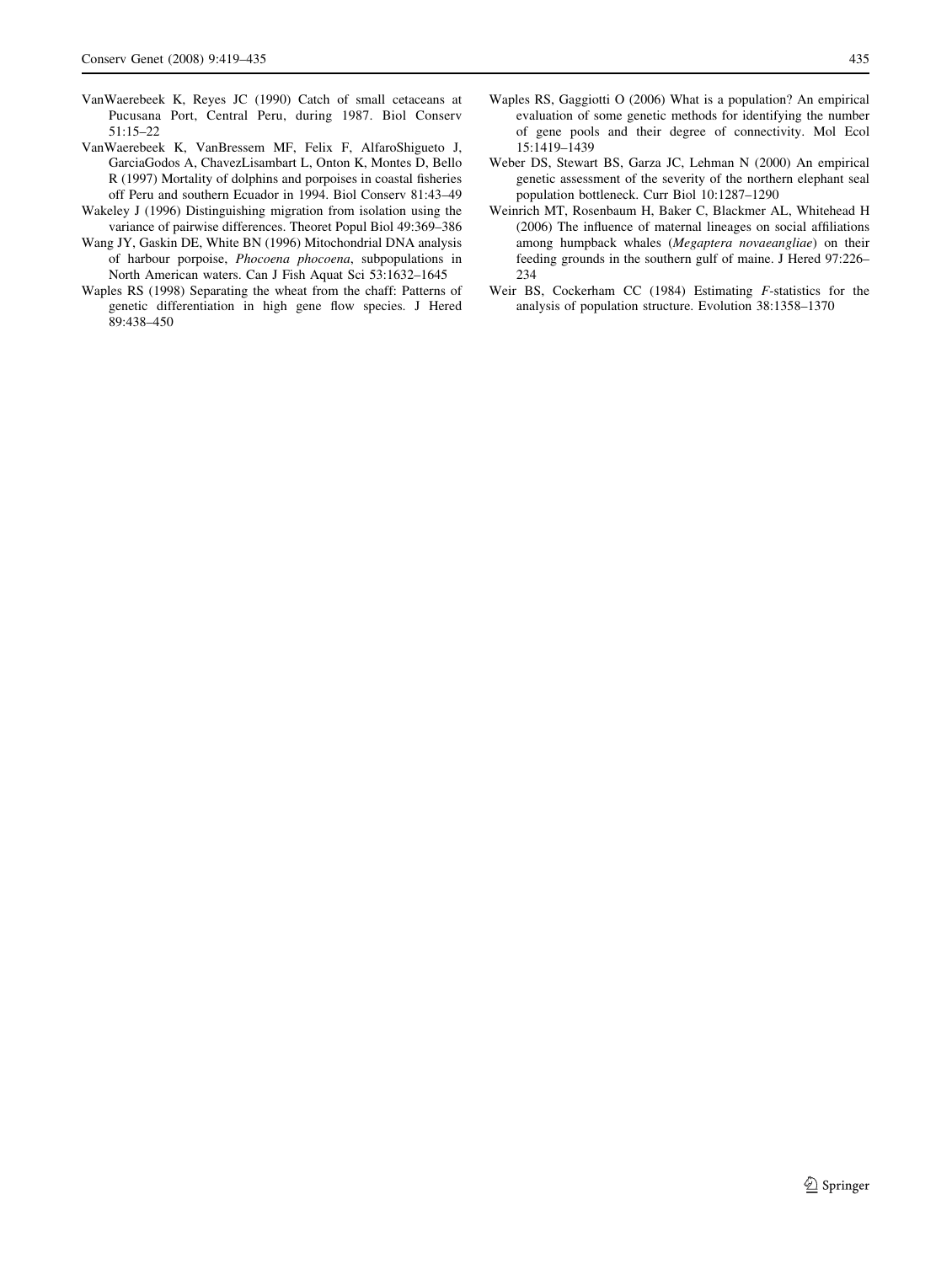VanWaerebeek K, Reyes JC (1990) Catch of small cetaceans at Pucusana Port, Central Peru, during 1987. Biol Conserv 51:15–22

VanWaerebeek K, VanBressem MF, Felix F, AlfaroShigueto J, GarciaGodos A, ChavezLisambart L, Onton K, Montes D, Bello R (1997) Mortality of dolphins and porpoises in coastal fisheries off Peru and southern Ecuador in 1994. Biol Conserv 81:43–49

Wakeley J (1996) Distinguishing migration from isolation using the variance of pairwise differences. Theoret Popul Biol 49:369–386

Wang JY, Gaskin DE, White BN (1996) Mitochondrial DNA analysis of harbour porpoise, *Phocoena phocoena*, subpopulations in North American waters. Can J Fish Aquat Sci 53:1632–1645

Waples RS (1998) Separating the wheat from the chaff: Patterns of genetic differentiation in high gene flow species. J Hered 89:438–450

Waples RS, Gaggiotti O (2006) What is a population? An empirical evaluation of some genetic methods for identifying the number of gene pools and their degree of connectivity. Mol Ecol 15:1419–1439

Weber DS, Stewart BS, Garza JC, Lehman N (2000) An empirical genetic assessment of the severity of the northern elephant seal population bottleneck. Curr Biol 10:1287–1290

Weinrich MT, Rosenbaum H, Baker C, Blackmer AL, Whitehead H (2006) The influence of maternal lineages on social affiliations among humpback whales (*Megaptera novaeangliae*) on their feeding grounds in the southern gulf of maine. J Hered 97:226–234

Weir BS, Cockerham CC (1984) Estimating *F*-statistics for the analysis of population structure. Evolution 38:1358–1370